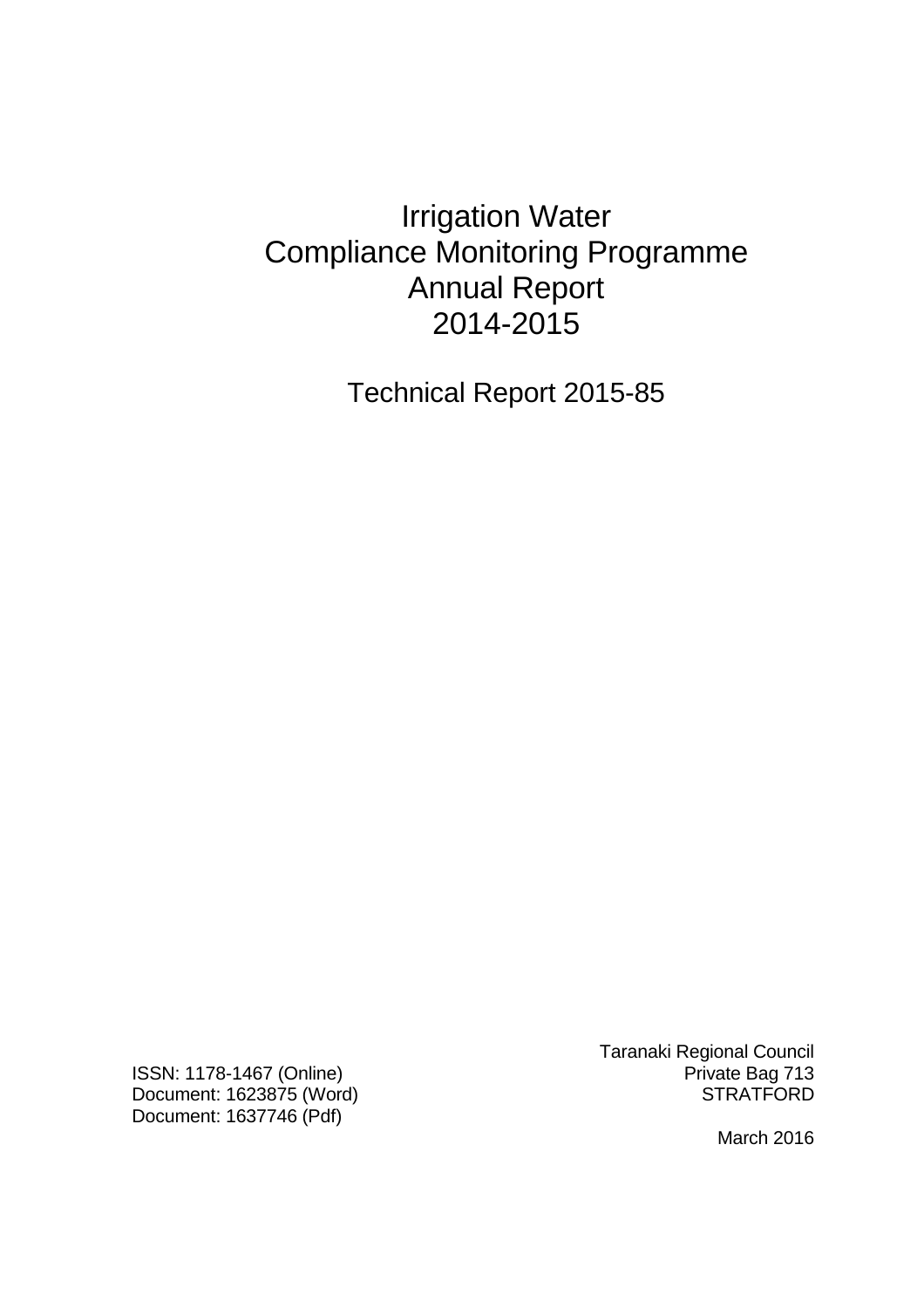# Irrigation Water Compliance Monitoring Programme Annual Report 2014-2015

## Technical Report 2015-85

ISSN: 1178-1467 (Online)
Document: 1623875 (Word)
Document: 1637746 (Pdf)

Taranaki Regional Council
Private Bag 713
STRATFORD

March 2016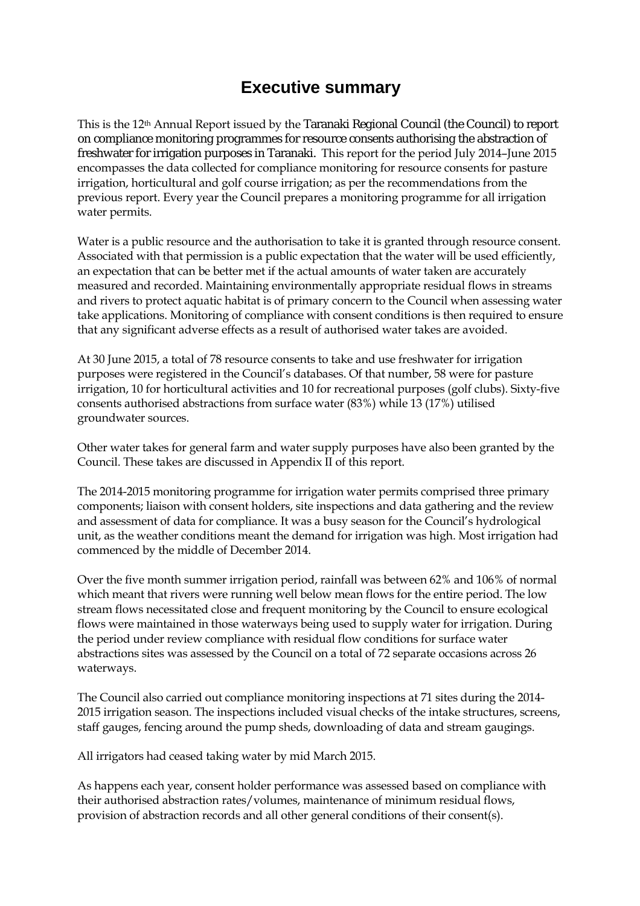# Executive summary

This is the 12th Annual Report issued by the Taranaki Regional Council (the Council) to report on compliance monitoring programmes for resource consents authorising the abstraction of freshwater for irrigation purposes in Taranaki. This report for the period July 2014–June 2015 encompasses the data collected for compliance monitoring for resource consents for pasture irrigation, horticultural and golf course irrigation; as per the recommendations from the previous report. Every year the Council prepares a monitoring programme for all irrigation water permits.

Water is a public resource and the authorisation to take it is granted through resource consent. Associated with that permission is a public expectation that the water will be used efficiently, an expectation that can be better met if the actual amounts of water taken are accurately measured and recorded. Maintaining environmentally appropriate residual flows in streams and rivers to protect aquatic habitat is of primary concern to the Council when assessing water take applications. Monitoring of compliance with consent conditions is then required to ensure that any significant adverse effects as a result of authorised water takes are avoided.

At 30 June 2015, a total of 78 resource consents to take and use freshwater for irrigation purposes were registered in the Council's databases. Of that number, 58 were for pasture irrigation, 10 for horticultural activities and 10 for recreational purposes (golf clubs). Sixty-five consents authorised abstractions from surface water (83%) while 13 (17%) utilised groundwater sources.

Other water takes for general farm and water supply purposes have also been granted by the Council. These takes are discussed in Appendix II of this report.

The 2014-2015 monitoring programme for irrigation water permits comprised three primary components; liaison with consent holders, site inspections and data gathering and the review and assessment of data for compliance. It was a busy season for the Council's hydrological unit, as the weather conditions meant the demand for irrigation was high. Most irrigation had commenced by the middle of December 2014.

Over the five month summer irrigation period, rainfall was between 62% and 106% of normal which meant that rivers were running well below mean flows for the entire period. The low stream flows necessitated close and frequent monitoring by the Council to ensure ecological flows were maintained in those waterways being used to supply water for irrigation. During the period under review compliance with residual flow conditions for surface water abstractions sites was assessed by the Council on a total of 72 separate occasions across 26 waterways.

The Council also carried out compliance monitoring inspections at 71 sites during the 2014-2015 irrigation season. The inspections included visual checks of the intake structures, screens, staff gauges, fencing around the pump sheds, downloading of data and stream gaugings.

All irrigators had ceased taking water by mid March 2015.

As happens each year, consent holder performance was assessed based on compliance with their authorised abstraction rates/volumes, maintenance of minimum residual flows, provision of abstraction records and all other general conditions of their consent(s).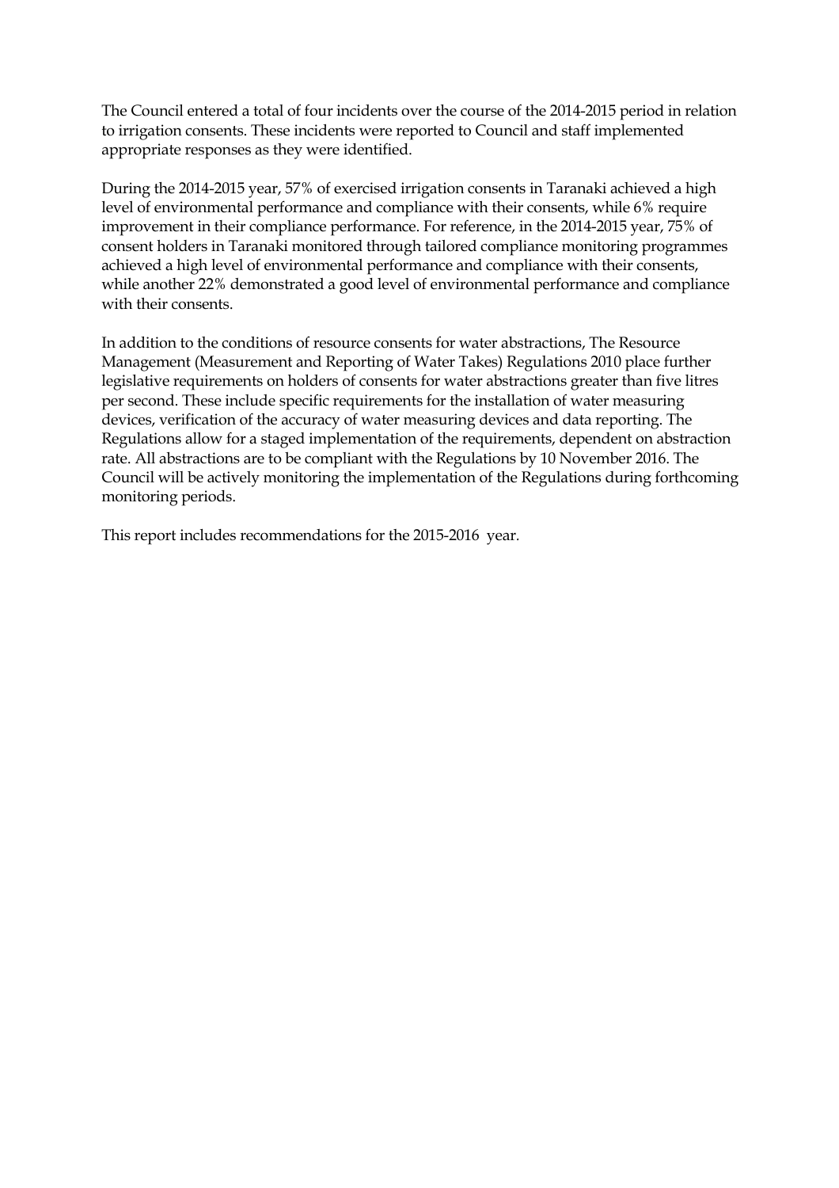The Council entered a total of four incidents over the course of the 2014-2015 period in relation to irrigation consents. These incidents were reported to Council and staff implemented appropriate responses as they were identified.

During the 2014-2015 year, 57% of exercised irrigation consents in Taranaki achieved a high level of environmental performance and compliance with their consents, while 6% require improvement in their compliance performance. For reference, in the 2014-2015 year, 75% of consent holders in Taranaki monitored through tailored compliance monitoring programmes achieved a high level of environmental performance and compliance with their consents, while another 22% demonstrated a good level of environmental performance and compliance with their consents.

In addition to the conditions of resource consents for water abstractions, The Resource Management (Measurement and Reporting of Water Takes) Regulations 2010 place further legislative requirements on holders of consents for water abstractions greater than five litres per second. These include specific requirements for the installation of water measuring devices, verification of the accuracy of water measuring devices and data reporting. The Regulations allow for a staged implementation of the requirements, dependent on abstraction rate. All abstractions are to be compliant with the Regulations by 10 November 2016. The Council will be actively monitoring the implementation of the Regulations during forthcoming monitoring periods.

This report includes recommendations for the 2015-2016 year.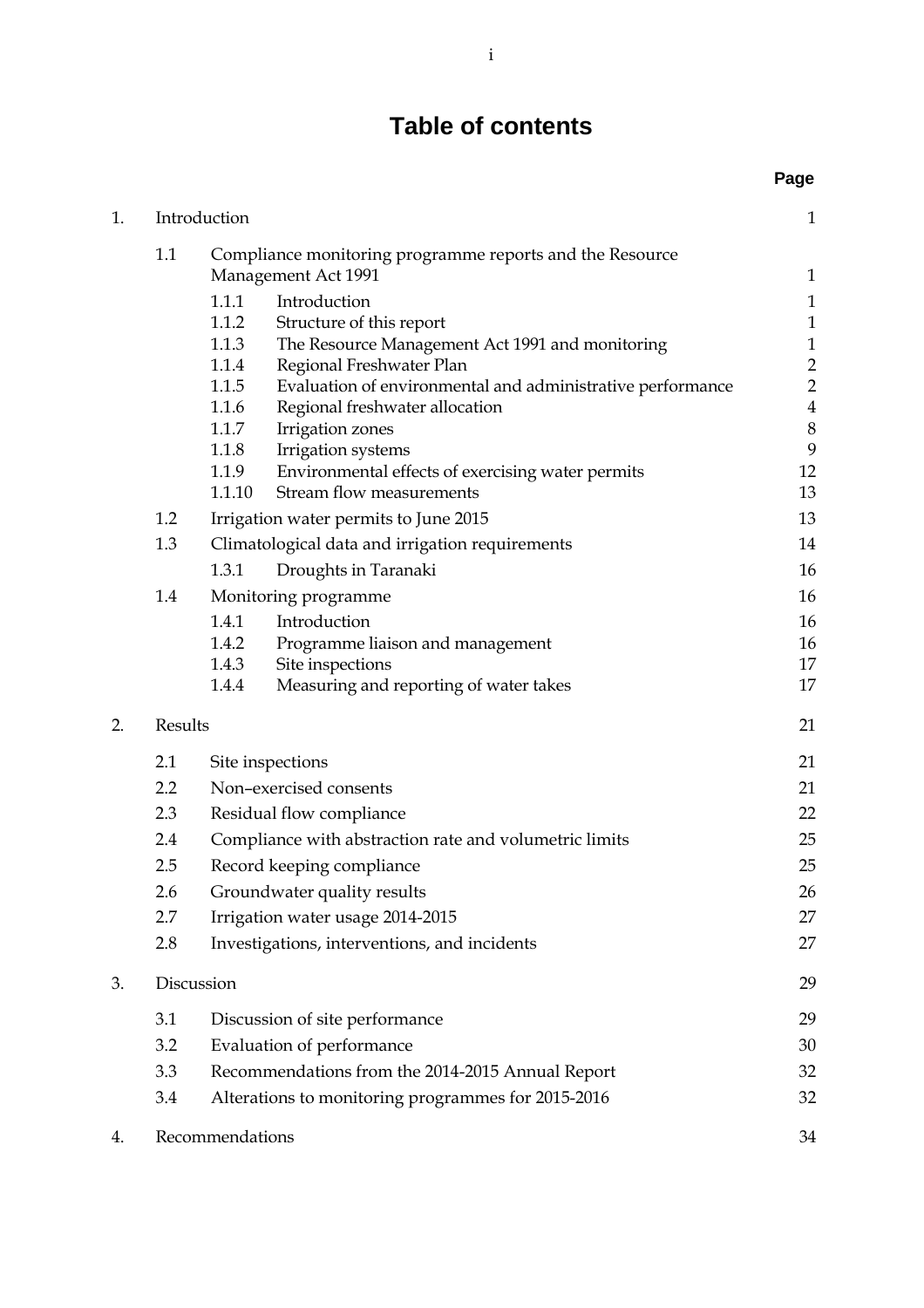# Table of contents

| | | | Page |
|---|---|---|---|
| 1. | Introduction | | 1 |
| | 1.1 | Compliance monitoring programme reports and the Resource Management Act 1991 | 1 |
| | | 1.1.1 Introduction | 1 |
| | | 1.1.2 Structure of this report | 1 |
| | | 1.1.3 The Resource Management Act 1991 and monitoring | 1 |
| | | 1.1.4 Regional Freshwater Plan | 2 |
| | | 1.1.5 Evaluation of environmental and administrative performance | 2 |
| | | 1.1.6 Regional freshwater allocation | 4 |
| | | 1.1.7 Irrigation zones | 8 |
| | | 1.1.8 Irrigation systems | 9 |
| | | 1.1.9 Environmental effects of exercising water permits | 12 |
| | | 1.1.10 Stream flow measurements | 13 |
| | 1.2 | Irrigation water permits to June 2015 | 13 |
| | 1.3 | Climatological data and irrigation requirements | 14 |
| | | 1.3.1 Droughts in Taranaki | 16 |
| | 1.4 | Monitoring programme | 16 |
| | | 1.4.1 Introduction | 16 |
| | | 1.4.2 Programme liaison and management | 16 |
| | | 1.4.3 Site inspections | 17 |
| | | 1.4.4 Measuring and reporting of water takes | 17 |
| 2. | Results | | 21 |
| | 2.1 | Site inspections | 21 |
| | 2.2 | Non–exercised consents | 21 |
| | 2.3 | Residual flow compliance | 22 |
| | 2.4 | Compliance with abstraction rate and volumetric limits | 25 |
| | 2.5 | Record keeping compliance | 25 |
| | 2.6 | Groundwater quality results | 26 |
| | 2.7 | Irrigation water usage 2014-2015 | 27 |
| | 2.8 | Investigations, interventions, and incidents | 27 |
| 3. | Discussion | | 29 |
| | 3.1 | Discussion of site performance | 29 |
| | 3.2 | Evaluation of performance | 30 |
| | 3.3 | Recommendations from the 2014-2015 Annual Report | 32 |
| | 3.4 | Alterations to monitoring programmes for 2015-2016 | 32 |
| 4. | Recommendations | | 34 |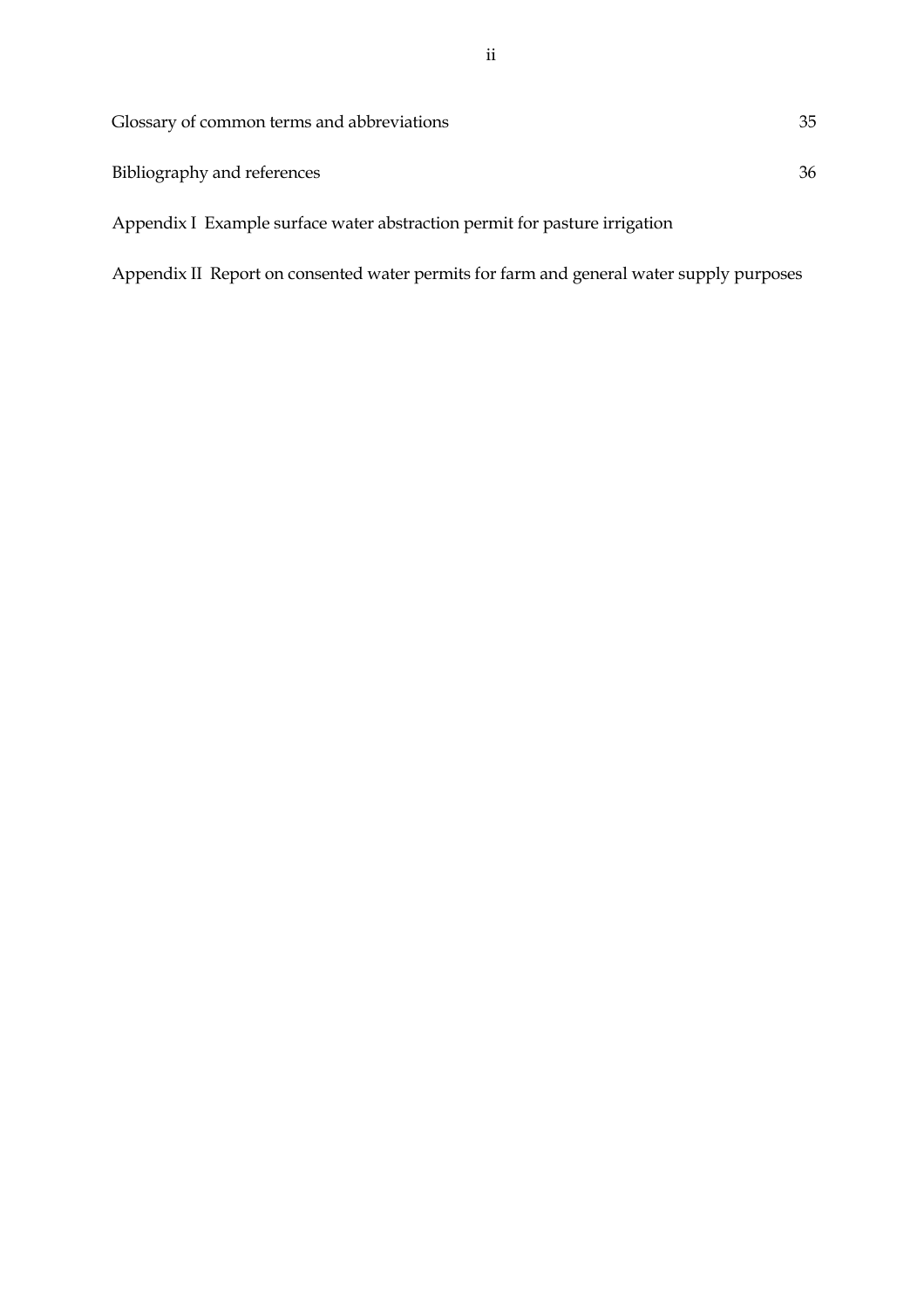Glossary of common terms and abbreviations 35

Bibliography and references 36

Appendix I Example surface water abstraction permit for pasture irrigation

Appendix II Report on consented water permits for farm and general water supply purposes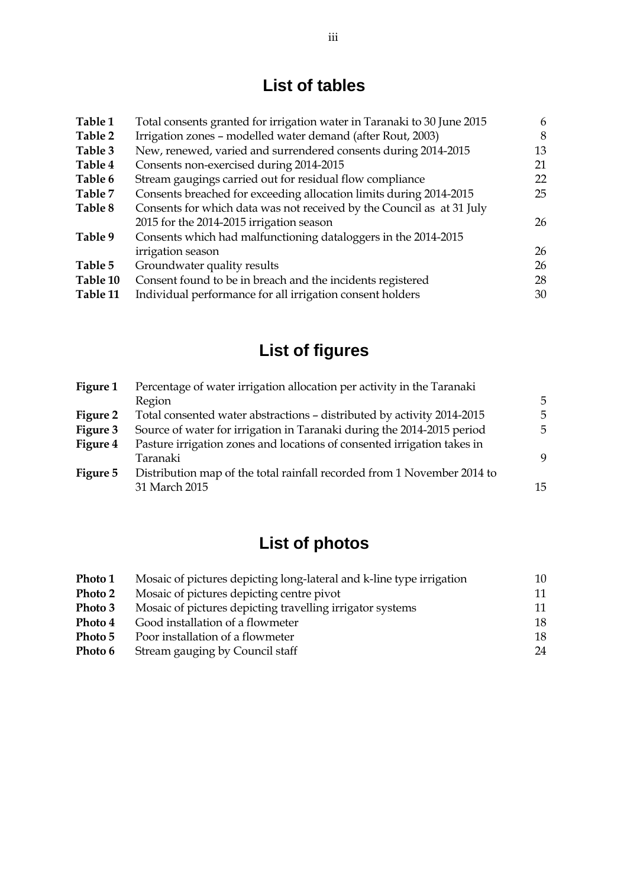# List of tables

| | | |
|---|---|---|
| **Table 1** | Total consents granted for irrigation water in Taranaki to 30 June 2015 | 6 |
| **Table 2** | Irrigation zones – modelled water demand (after Rout, 2003) | 8 |
| **Table 3** | New, renewed, varied and surrendered consents during 2014-2015 | 13 |
| **Table 4** | Consents non-exercised during 2014-2015 | 21 |
| **Table 6** | Stream gaugings carried out for residual flow compliance | 22 |
| **Table 7** | Consents breached for exceeding allocation limits during 2014-2015 | 25 |
| **Table 8** | Consents for which data was not received by the Council as at 31 July 2015 for the 2014-2015 irrigation season | 26 |
| **Table 9** | Consents which had malfunctioning dataloggers in the 2014-2015 irrigation season | 26 |
| **Table 5** | Groundwater quality results | 26 |
| **Table 10** | Consent found to be in breach and the incidents registered | 28 |
| **Table 11** | Individual performance for all irrigation consent holders | 30 |

# List of figures

| | | |
|---|---|---|
| **Figure 1** | Percentage of water irrigation allocation per activity in the Taranaki Region | 5 |
| **Figure 2** | Total consented water abstractions – distributed by activity 2014-2015 | 5 |
| **Figure 3** | Source of water for irrigation in Taranaki during the 2014-2015 period | 5 |
| **Figure 4** | Pasture irrigation zones and locations of consented irrigation takes in Taranaki | 9 |
| **Figure 5** | Distribution map of the total rainfall recorded from 1 November 2014 to 31 March 2015 | 15 |

# List of photos

| | | |
|---|---|---|
| **Photo 1** | Mosaic of pictures depicting long-lateral and k-line type irrigation | 10 |
| **Photo 2** | Mosaic of pictures depicting centre pivot | 11 |
| **Photo 3** | Mosaic of pictures depicting travelling irrigator systems | 11 |
| **Photo 4** | Good installation of a flowmeter | 18 |
| **Photo 5** | Poor installation of a flowmeter | 18 |
| **Photo 6** | Stream gauging by Council staff | 24 |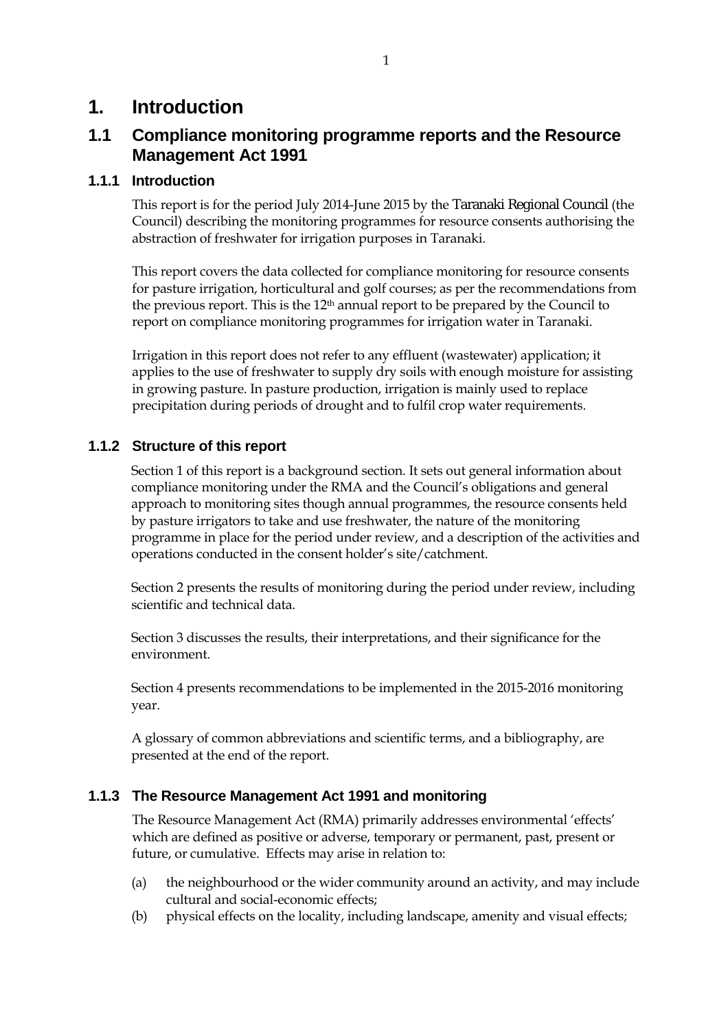# 1. Introduction

## 1.1 Compliance monitoring programme reports and the Resource Management Act 1991

### 1.1.1 Introduction

This report is for the period July 2014-June 2015 by the Taranaki Regional Council (the Council) describing the monitoring programmes for resource consents authorising the abstraction of freshwater for irrigation purposes in Taranaki.

This report covers the data collected for compliance monitoring for resource consents for pasture irrigation, horticultural and golf courses; as per the recommendations from the previous report. This is the 12th annual report to be prepared by the Council to report on compliance monitoring programmes for irrigation water in Taranaki.

Irrigation in this report does not refer to any effluent (wastewater) application; it applies to the use of freshwater to supply dry soils with enough moisture for assisting in growing pasture. In pasture production, irrigation is mainly used to replace precipitation during periods of drought and to fulfil crop water requirements.

### 1.1.2 Structure of this report

Section 1 of this report is a background section. It sets out general information about compliance monitoring under the RMA and the Council's obligations and general approach to monitoring sites though annual programmes, the resource consents held by pasture irrigators to take and use freshwater, the nature of the monitoring programme in place for the period under review, and a description of the activities and operations conducted in the consent holder's site/catchment.

Section 2 presents the results of monitoring during the period under review, including scientific and technical data.

Section 3 discusses the results, their interpretations, and their significance for the environment.

Section 4 presents recommendations to be implemented in the 2015-2016 monitoring year.

A glossary of common abbreviations and scientific terms, and a bibliography, are presented at the end of the report.

### 1.1.3 The Resource Management Act 1991 and monitoring

The Resource Management Act (RMA) primarily addresses environmental 'effects' which are defined as positive or adverse, temporary or permanent, past, present or future, or cumulative. Effects may arise in relation to:

(a) the neighbourhood or the wider community around an activity, and may include cultural and social-economic effects;

(b) physical effects on the locality, including landscape, amenity and visual effects;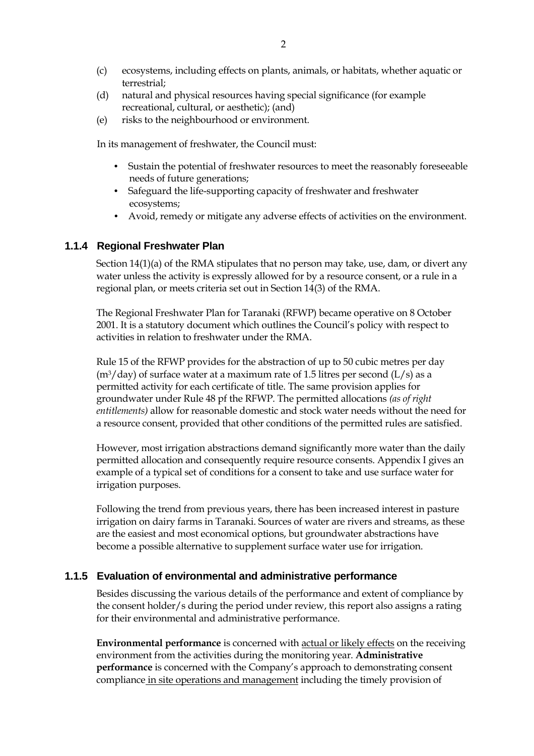(c) ecosystems, including effects on plants, animals, or habitats, whether aquatic or terrestrial;
(d) natural and physical resources having special significance (for example recreational, cultural, or aesthetic); (and)
(e) risks to the neighbourhood or environment.

In its management of freshwater, the Council must:

- Sustain the potential of freshwater resources to meet the reasonably foreseeable needs of future generations;
- Safeguard the life-supporting capacity of freshwater and freshwater ecosystems;
- Avoid, remedy or mitigate any adverse effects of activities on the environment.

### 1.1.4 Regional Freshwater Plan

Section 14(1)(a) of the RMA stipulates that no person may take, use, dam, or divert any water unless the activity is expressly allowed for by a resource consent, or a rule in a regional plan, or meets criteria set out in Section 14(3) of the RMA.

The Regional Freshwater Plan for Taranaki (RFWP) became operative on 8 October 2001. It is a statutory document which outlines the Council's policy with respect to activities in relation to freshwater under the RMA.

Rule 15 of the RFWP provides for the abstraction of up to 50 cubic metres per day ($m^3$/day) of surface water at a maximum rate of 1.5 litres per second (L/s) as a permitted activity for each certificate of title. The same provision applies for groundwater under Rule 48 pf the RFWP. The permitted allocations *(as of right entitlements)* allow for reasonable domestic and stock water needs without the need for a resource consent, provided that other conditions of the permitted rules are satisfied.

However, most irrigation abstractions demand significantly more water than the daily permitted allocation and consequently require resource consents. Appendix I gives an example of a typical set of conditions for a consent to take and use surface water for irrigation purposes.

Following the trend from previous years, there has been increased interest in pasture irrigation on dairy farms in Taranaki. Sources of water are rivers and streams, as these are the easiest and most economical options, but groundwater abstractions have become a possible alternative to supplement surface water use for irrigation.

### 1.1.5 Evaluation of environmental and administrative performance

Besides discussing the various details of the performance and extent of compliance by the consent holder/s during the period under review, this report also assigns a rating for their environmental and administrative performance.

**Environmental performance** is concerned with <u>actual or likely effects</u> on the receiving environment from the activities during the monitoring year. **Administrative performance** is concerned with the Company's approach to demonstrating consent compliance <u>in site operations and management</u> including the timely provision of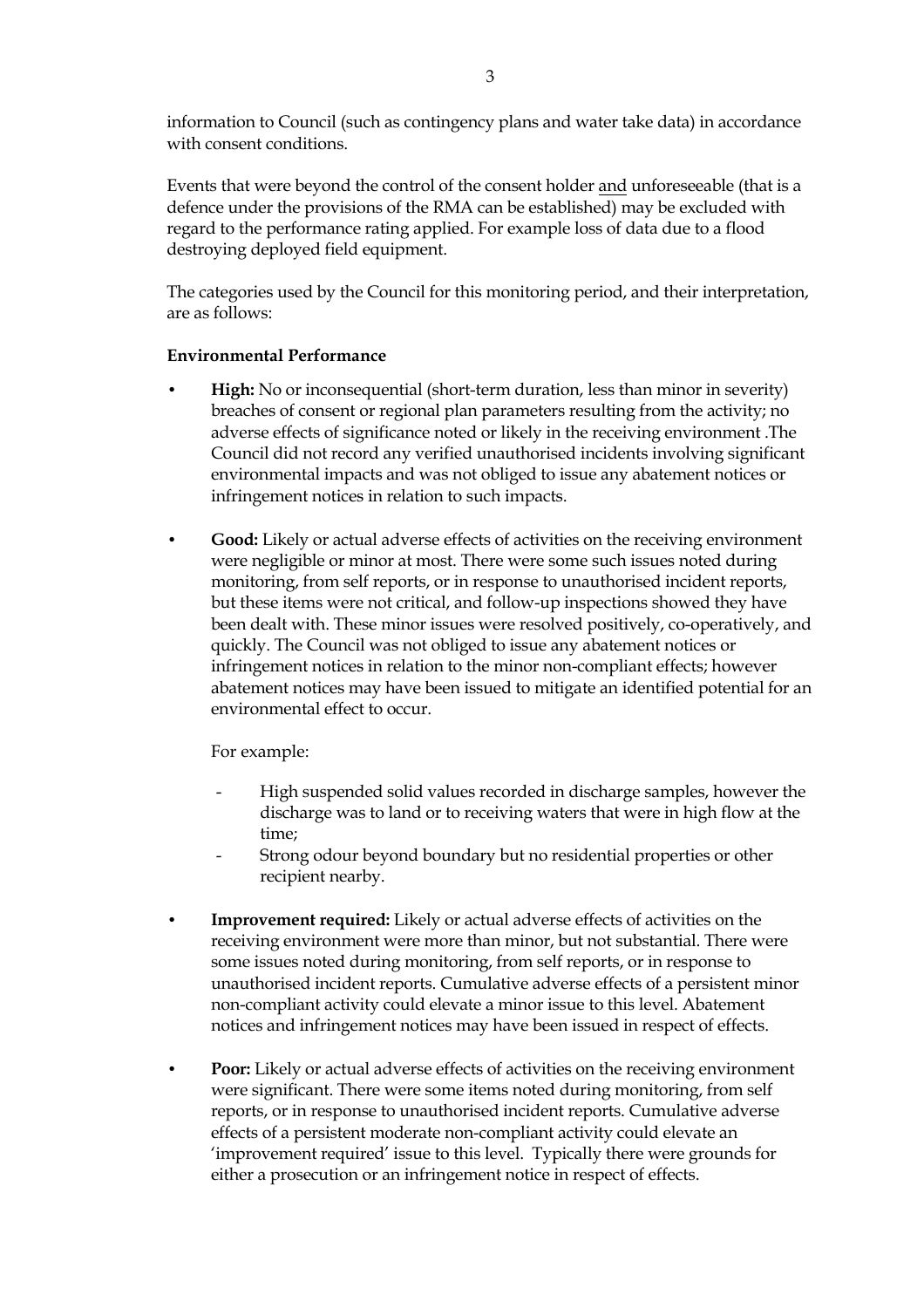information to Council (such as contingency plans and water take data) in accordance with consent conditions.

Events that were beyond the control of the consent holder <u>and</u> unforeseeable (that is a defence under the provisions of the RMA can be established) may be excluded with regard to the performance rating applied. For example loss of data due to a flood destroying deployed field equipment.

The categories used by the Council for this monitoring period, and their interpretation, are as follows:

**Environmental Performance**

- **High:** No or inconsequential (short-term duration, less than minor in severity) breaches of consent or regional plan parameters resulting from the activity; no adverse effects of significance noted or likely in the receiving environment .The Council did not record any verified unauthorised incidents involving significant environmental impacts and was not obliged to issue any abatement notices or infringement notices in relation to such impacts.

- **Good:** Likely or actual adverse effects of activities on the receiving environment were negligible or minor at most. There were some such issues noted during monitoring, from self reports, or in response to unauthorised incident reports, but these items were not critical, and follow-up inspections showed they have been dealt with. These minor issues were resolved positively, co-operatively, and quickly. The Council was not obliged to issue any abatement notices or infringement notices in relation to the minor non-compliant effects; however abatement notices may have been issued to mitigate an identified potential for an environmental effect to occur.

  For example:

  - High suspended solid values recorded in discharge samples, however the discharge was to land or to receiving waters that were in high flow at the time;
  - Strong odour beyond boundary but no residential properties or other recipient nearby.

- **Improvement required:** Likely or actual adverse effects of activities on the receiving environment were more than minor, but not substantial. There were some issues noted during monitoring, from self reports, or in response to unauthorised incident reports. Cumulative adverse effects of a persistent minor non-compliant activity could elevate a minor issue to this level. Abatement notices and infringement notices may have been issued in respect of effects.

- **Poor:** Likely or actual adverse effects of activities on the receiving environment were significant. There were some items noted during monitoring, from self reports, or in response to unauthorised incident reports. Cumulative adverse effects of a persistent moderate non-compliant activity could elevate an 'improvement required' issue to this level. Typically there were grounds for either a prosecution or an infringement notice in respect of effects.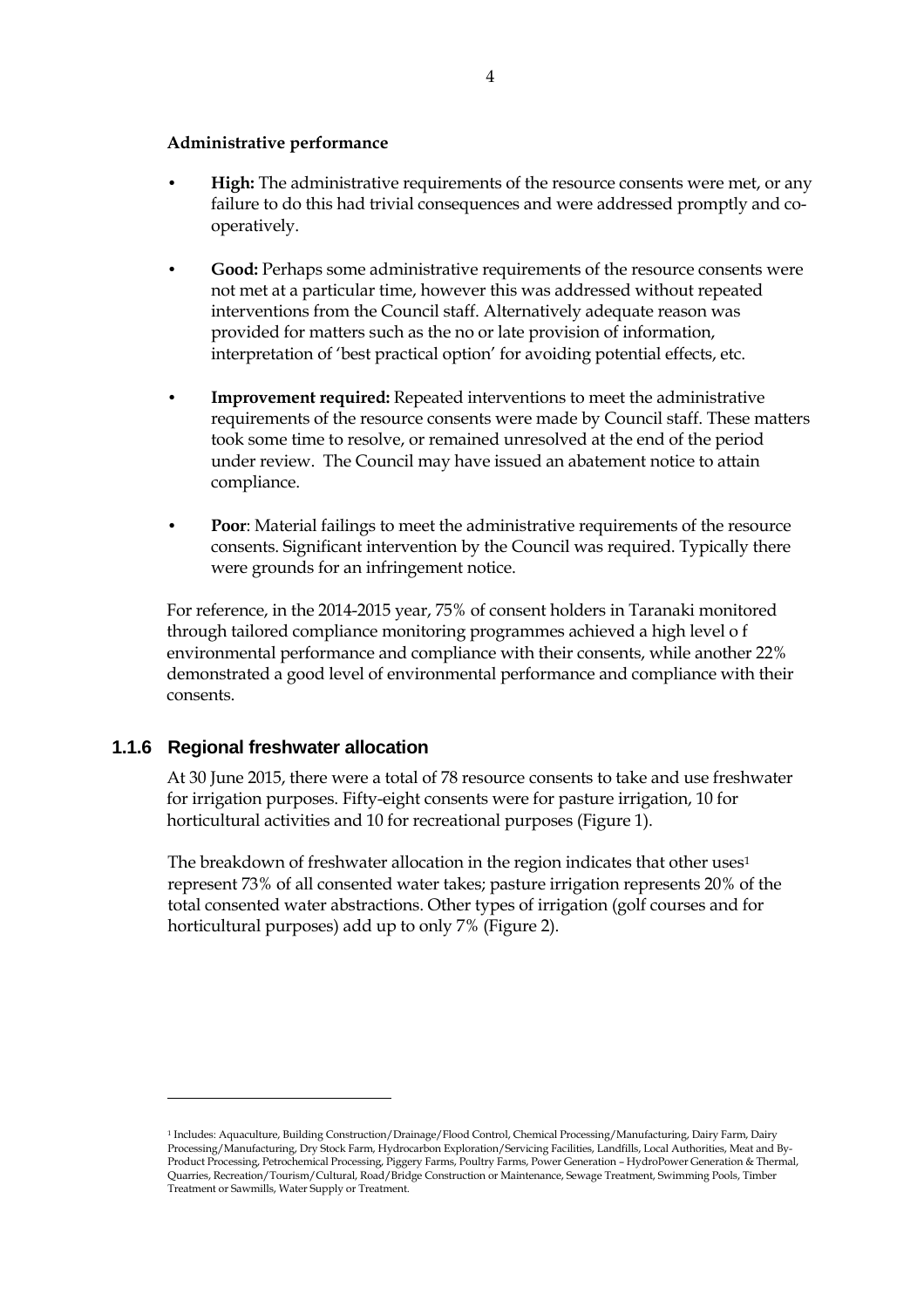**Administrative performance**

- **High:** The administrative requirements of the resource consents were met, or any failure to do this had trivial consequences and were addressed promptly and co-operatively.
- **Good:** Perhaps some administrative requirements of the resource consents were not met at a particular time, however this was addressed without repeated interventions from the Council staff. Alternatively adequate reason was provided for matters such as the no or late provision of information, interpretation of 'best practical option' for avoiding potential effects, etc.
- **Improvement required:** Repeated interventions to meet the administrative requirements of the resource consents were made by Council staff. These matters took some time to resolve, or remained unresolved at the end of the period under review. The Council may have issued an abatement notice to attain compliance.
- **Poor**: Material failings to meet the administrative requirements of the resource consents. Significant intervention by the Council was required. Typically there were grounds for an infringement notice.

For reference, in the 2014-2015 year, 75% of consent holders in Taranaki monitored through tailored compliance monitoring programmes achieved a high level o f environmental performance and compliance with their consents, while another 22% demonstrated a good level of environmental performance and compliance with their consents.

### 1.1.6 Regional freshwater allocation

At 30 June 2015, there were a total of 78 resource consents to take and use freshwater for irrigation purposes. Fifty-eight consents were for pasture irrigation, 10 for horticultural activities and 10 for recreational purposes (Figure 1).

The breakdown of freshwater allocation in the region indicates that other uses[1] represent 73% of all consented water takes; pasture irrigation represents 20% of the total consented water abstractions. Other types of irrigation (golf courses and for horticultural purposes) add up to only 7% (Figure 2).

---

[1] Includes: Aquaculture, Building Construction/Drainage/Flood Control, Chemical Processing/Manufacturing, Dairy Farm, Dairy Processing/Manufacturing, Dry Stock Farm, Hydrocarbon Exploration/Servicing Facilities, Landfills, Local Authorities, Meat and By-Product Processing, Petrochemical Processing, Piggery Farms, Poultry Farms, Power Generation – HydroPower Generation & Thermal, Quarries, Recreation/Tourism/Cultural, Road/Bridge Construction or Maintenance, Sewage Treatment, Swimming Pools, Timber Treatment or Sawmills, Water Supply or Treatment.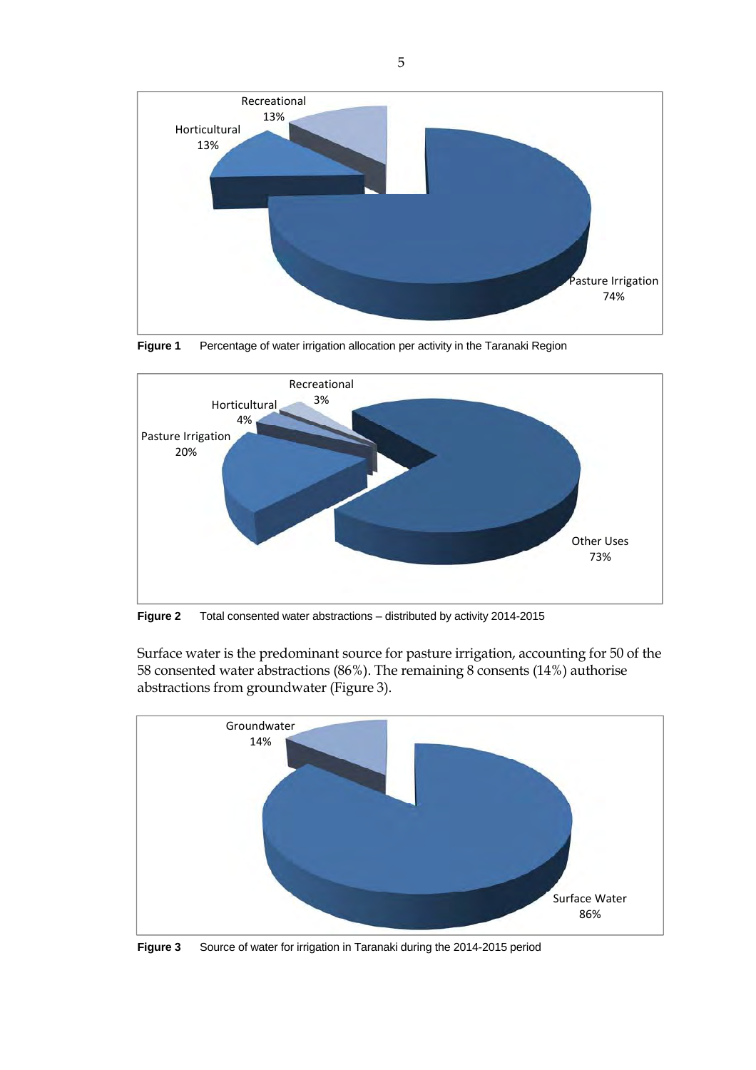Figure 1 Percentage of water irrigation allocation per activity in the Taranaki Region

Figure 2 Total consented water abstractions – distributed by activity 2014-2015

Surface water is the predominant source for pasture irrigation, accounting for 50 of the 58 consented water abstractions (86%). The remaining 8 consents (14%) authorise abstractions from groundwater (Figure 3).

Figure 3 Source of water for irrigation in Taranaki during the 2014-2015 period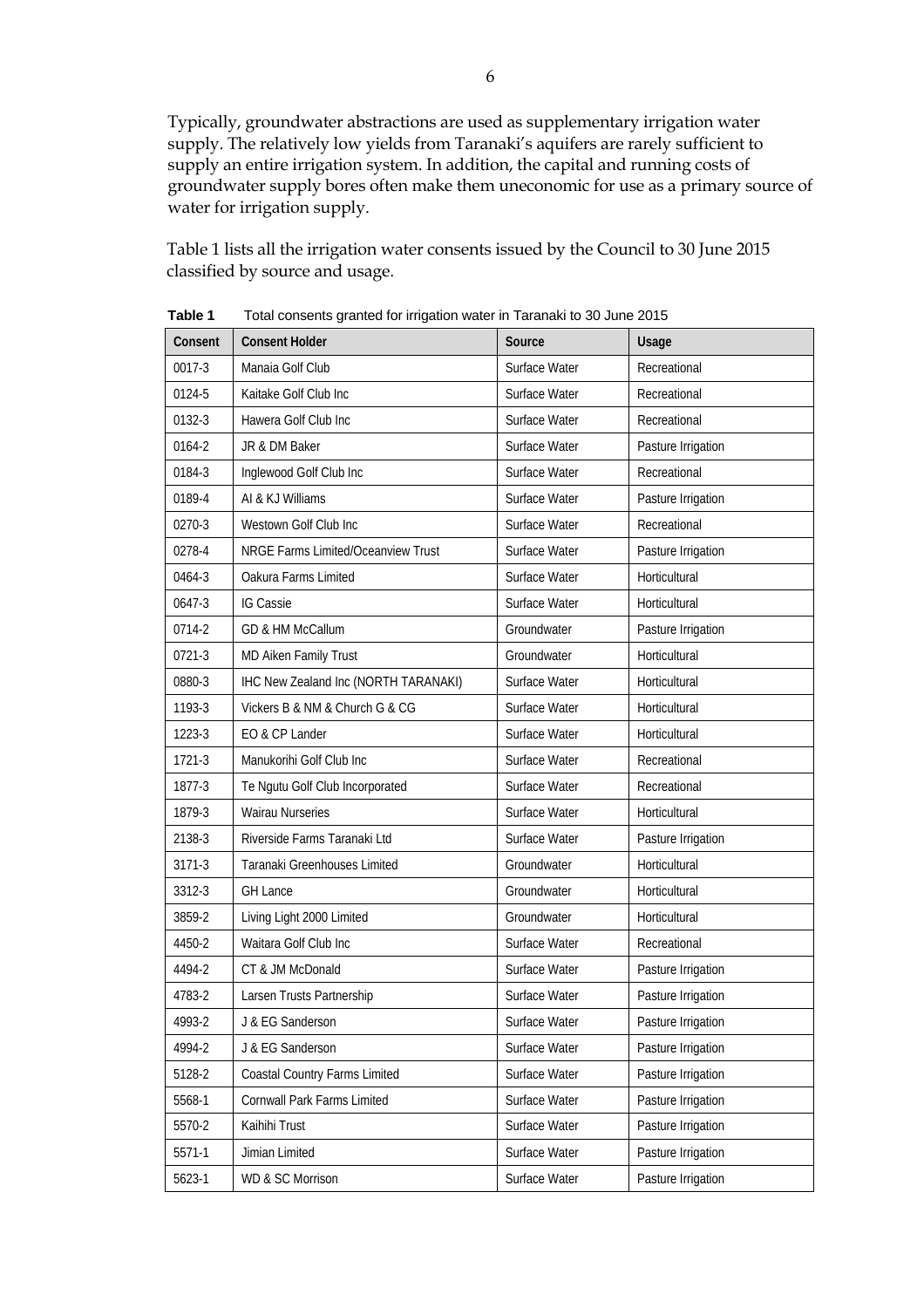Typically, groundwater abstractions are used as supplementary irrigation water supply. The relatively low yields from Taranaki's aquifers are rarely sufficient to supply an entire irrigation system. In addition, the capital and running costs of groundwater supply bores often make them uneconomic for use as a primary source of water for irrigation supply.

Table 1 lists all the irrigation water consents issued by the Council to 30 June 2015 classified by source and usage.

**Table 1** Total consents granted for irrigation water in Taranaki to 30 June 2015

| Consent | Consent Holder | Source | Usage |
|---|---|---|---|
| 0017-3 | Manaia Golf Club | Surface Water | Recreational |
| 0124-5 | Kaitake Golf Club Inc | Surface Water | Recreational |
| 0132-3 | Hawera Golf Club Inc | Surface Water | Recreational |
| 0164-2 | JR & DM Baker | Surface Water | Pasture Irrigation |
| 0184-3 | Inglewood Golf Club Inc | Surface Water | Recreational |
| 0189-4 | AI & KJ Williams | Surface Water | Pasture Irrigation |
| 0270-3 | Westown Golf Club Inc | Surface Water | Recreational |
| 0278-4 | NRGE Farms Limited/Oceanview Trust | Surface Water | Pasture Irrigation |
| 0464-3 | Oakura Farms Limited | Surface Water | Horticultural |
| 0647-3 | IG Cassie | Surface Water | Horticultural |
| 0714-2 | GD & HM McCallum | Groundwater | Pasture Irrigation |
| 0721-3 | MD Aiken Family Trust | Groundwater | Horticultural |
| 0880-3 | IHC New Zealand Inc (NORTH TARANAKI) | Surface Water | Horticultural |
| 1193-3 | Vickers B & NM & Church G & CG | Surface Water | Horticultural |
| 1223-3 | EO & CP Lander | Surface Water | Horticultural |
| 1721-3 | Manukorihi Golf Club Inc | Surface Water | Recreational |
| 1877-3 | Te Ngutu Golf Club Incorporated | Surface Water | Recreational |
| 1879-3 | Wairau Nurseries | Surface Water | Horticultural |
| 2138-3 | Riverside Farms Taranaki Ltd | Surface Water | Pasture Irrigation |
| 3171-3 | Taranaki Greenhouses Limited | Groundwater | Horticultural |
| 3312-3 | GH Lance | Groundwater | Horticultural |
| 3859-2 | Living Light 2000 Limited | Groundwater | Horticultural |
| 4450-2 | Waitara Golf Club Inc | Surface Water | Recreational |
| 4494-2 | CT & JM McDonald | Surface Water | Pasture Irrigation |
| 4783-2 | Larsen Trusts Partnership | Surface Water | Pasture Irrigation |
| 4993-2 | J & EG Sanderson | Surface Water | Pasture Irrigation |
| 4994-2 | J & EG Sanderson | Surface Water | Pasture Irrigation |
| 5128-2 | Coastal Country Farms Limited | Surface Water | Pasture Irrigation |
| 5568-1 | Cornwall Park Farms Limited | Surface Water | Pasture Irrigation |
| 5570-2 | Kaihihi Trust | Surface Water | Pasture Irrigation |
| 5571-1 | Jimian Limited | Surface Water | Pasture Irrigation |
| 5623-1 | WD & SC Morrison | Surface Water | Pasture Irrigation |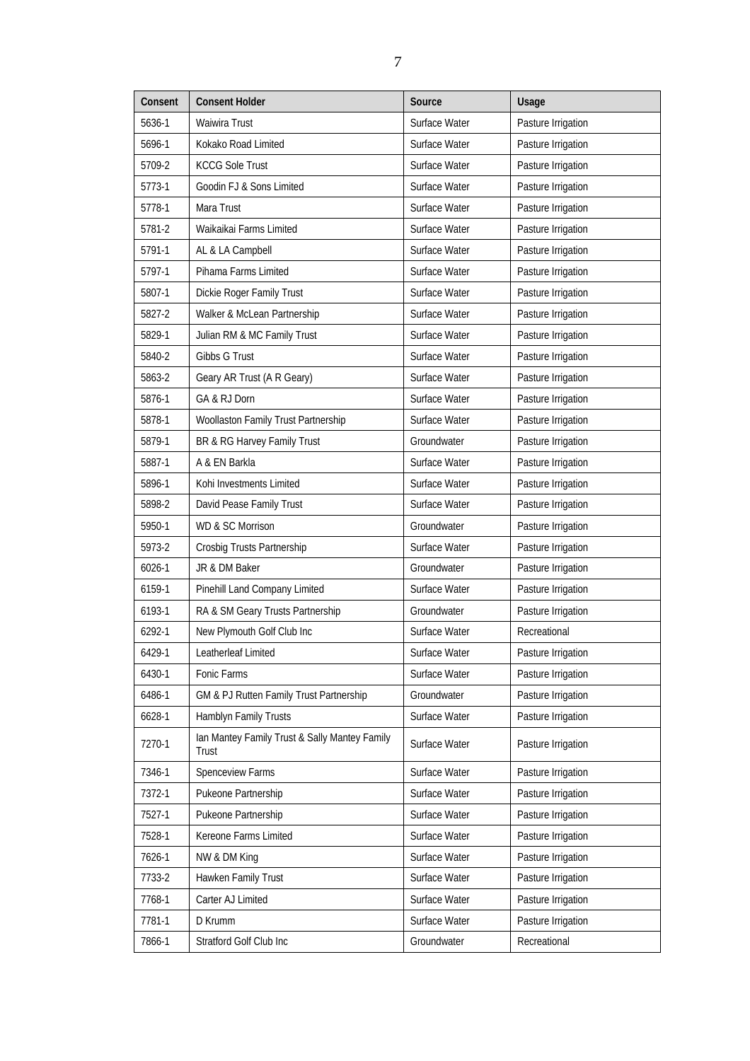| Consent | Consent Holder | Source | Usage |
|---|---|---|---|
| 5636-1 | Waiwira Trust | Surface Water | Pasture Irrigation |
| 5696-1 | Kokako Road Limited | Surface Water | Pasture Irrigation |
| 5709-2 | KCCG Sole Trust | Surface Water | Pasture Irrigation |
| 5773-1 | Goodin FJ & Sons Limited | Surface Water | Pasture Irrigation |
| 5778-1 | Mara Trust | Surface Water | Pasture Irrigation |
| 5781-2 | Waikaikai Farms Limited | Surface Water | Pasture Irrigation |
| 5791-1 | AL & LA Campbell | Surface Water | Pasture Irrigation |
| 5797-1 | Pihama Farms Limited | Surface Water | Pasture Irrigation |
| 5807-1 | Dickie Roger Family Trust | Surface Water | Pasture Irrigation |
| 5827-2 | Walker & McLean Partnership | Surface Water | Pasture Irrigation |
| 5829-1 | Julian RM & MC Family Trust | Surface Water | Pasture Irrigation |
| 5840-2 | Gibbs G Trust | Surface Water | Pasture Irrigation |
| 5863-2 | Geary AR Trust (A R Geary) | Surface Water | Pasture Irrigation |
| 5876-1 | GA & RJ Dorn | Surface Water | Pasture Irrigation |
| 5878-1 | Woollaston Family Trust Partnership | Surface Water | Pasture Irrigation |
| 5879-1 | BR & RG Harvey Family Trust | Groundwater | Pasture Irrigation |
| 5887-1 | A & EN Barkla | Surface Water | Pasture Irrigation |
| 5896-1 | Kohi Investments Limited | Surface Water | Pasture Irrigation |
| 5898-2 | David Pease Family Trust | Surface Water | Pasture Irrigation |
| 5950-1 | WD & SC Morrison | Groundwater | Pasture Irrigation |
| 5973-2 | Crosbig Trusts Partnership | Surface Water | Pasture Irrigation |
| 6026-1 | JR & DM Baker | Groundwater | Pasture Irrigation |
| 6159-1 | Pinehill Land Company Limited | Surface Water | Pasture Irrigation |
| 6193-1 | RA & SM Geary Trusts Partnership | Groundwater | Pasture Irrigation |
| 6292-1 | New Plymouth Golf Club Inc | Surface Water | Recreational |
| 6429-1 | Leatherleaf Limited | Surface Water | Pasture Irrigation |
| 6430-1 | Fonic Farms | Surface Water | Pasture Irrigation |
| 6486-1 | GM & PJ Rutten Family Trust Partnership | Groundwater | Pasture Irrigation |
| 6628-1 | Hamblyn Family Trusts | Surface Water | Pasture Irrigation |
| 7270-1 | Ian Mantey Family Trust & Sally Mantey Family Trust | Surface Water | Pasture Irrigation |
| 7346-1 | Spenceview Farms | Surface Water | Pasture Irrigation |
| 7372-1 | Pukeone Partnership | Surface Water | Pasture Irrigation |
| 7527-1 | Pukeone Partnership | Surface Water | Pasture Irrigation |
| 7528-1 | Kereone Farms Limited | Surface Water | Pasture Irrigation |
| 7626-1 | NW & DM King | Surface Water | Pasture Irrigation |
| 7733-2 | Hawken Family Trust | Surface Water | Pasture Irrigation |
| 7768-1 | Carter AJ Limited | Surface Water | Pasture Irrigation |
| 7781-1 | D Krumm | Surface Water | Pasture Irrigation |
| 7866-1 | Stratford Golf Club Inc | Groundwater | Recreational |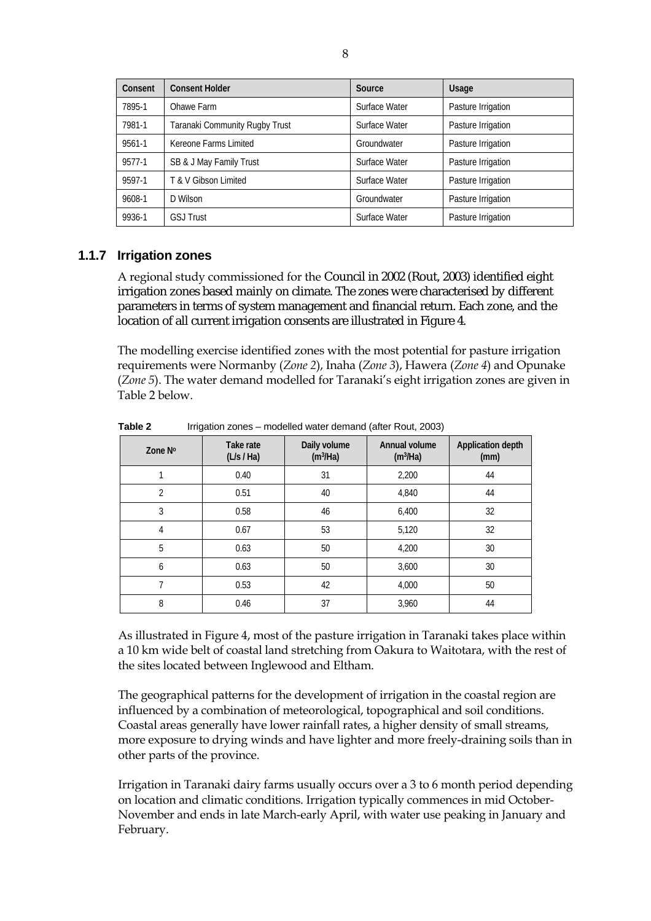| Consent | Consent Holder | Source | Usage |
|---|---|---|---|
| 7895-1 | Ohawe Farm | Surface Water | Pasture Irrigation |
| 7981-1 | Taranaki Community Rugby Trust | Surface Water | Pasture Irrigation |
| 9561-1 | Kereone Farms Limited | Groundwater | Pasture Irrigation |
| 9577-1 | SB & J May Family Trust | Surface Water | Pasture Irrigation |
| 9597-1 | T & V Gibson Limited | Surface Water | Pasture Irrigation |
| 9608-1 | D Wilson | Groundwater | Pasture Irrigation |
| 9936-1 | GSJ Trust | Surface Water | Pasture Irrigation |

### 1.1.7 Irrigation zones

A regional study commissioned for the Council in 2002 (Rout, 2003) identified eight irrigation zones based mainly on climate. The zones were characterised by different parameters in terms of system management and financial return. Each zone, and the location of all current irrigation consents are illustrated in Figure 4.

The modelling exercise identified zones with the most potential for pasture irrigation requirements were Normanby (*Zone 2*), Inaha (*Zone 3*), Hawera (*Zone 4*) and Opunake (*Zone 5*). The water demand modelled for Taranaki's eight irrigation zones are given in Table 2 below.

**Table 2** Irrigation zones – modelled water demand (after Rout, 2003)

| Zone Nº | Take rate (L/s / Ha) | Daily volume ($m^3$/Ha) | Annual volume ($m^3$/Ha) | Application depth (mm) |
|---|---|---|---|---|
| 1 | 0.40 | 31 | 2,200 | 44 |
| 2 | 0.51 | 40 | 4,840 | 44 |
| 3 | 0.58 | 46 | 6,400 | 32 |
| 4 | 0.67 | 53 | 5,120 | 32 |
| 5 | 0.63 | 50 | 4,200 | 30 |
| 6 | 0.63 | 50 | 3,600 | 30 |
| 7 | 0.53 | 42 | 4,000 | 50 |
| 8 | 0.46 | 37 | 3,960 | 44 |

As illustrated in Figure 4, most of the pasture irrigation in Taranaki takes place within a 10 km wide belt of coastal land stretching from Oakura to Waitotara, with the rest of the sites located between Inglewood and Eltham.

The geographical patterns for the development of irrigation in the coastal region are influenced by a combination of meteorological, topographical and soil conditions. Coastal areas generally have lower rainfall rates, a higher density of small streams, more exposure to drying winds and have lighter and more freely-draining soils than in other parts of the province.

Irrigation in Taranaki dairy farms usually occurs over a 3 to 6 month period depending on location and climatic conditions. Irrigation typically commences in mid October-November and ends in late March-early April, with water use peaking in January and February.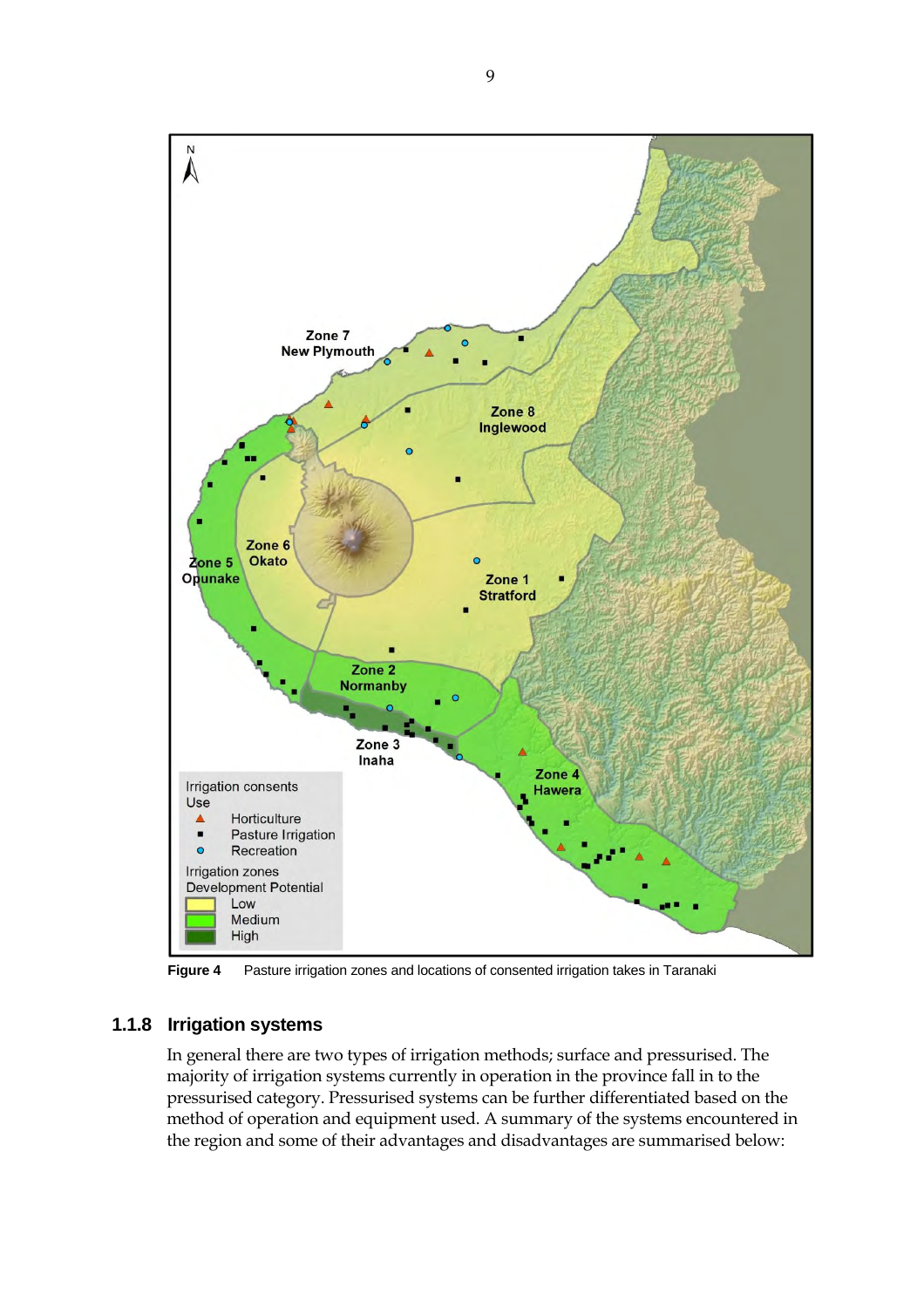**Figure 4** Pasture irrigation zones and locations of consented irrigation takes in Taranaki

### 1.1.8 Irrigation systems

In general there are two types of irrigation methods; surface and pressurised. The majority of irrigation systems currently in operation in the province fall in to the pressurised category. Pressurised systems can be further differentiated based on the method of operation and equipment used. A summary of the systems encountered in the region and some of their advantages and disadvantages are summarised below: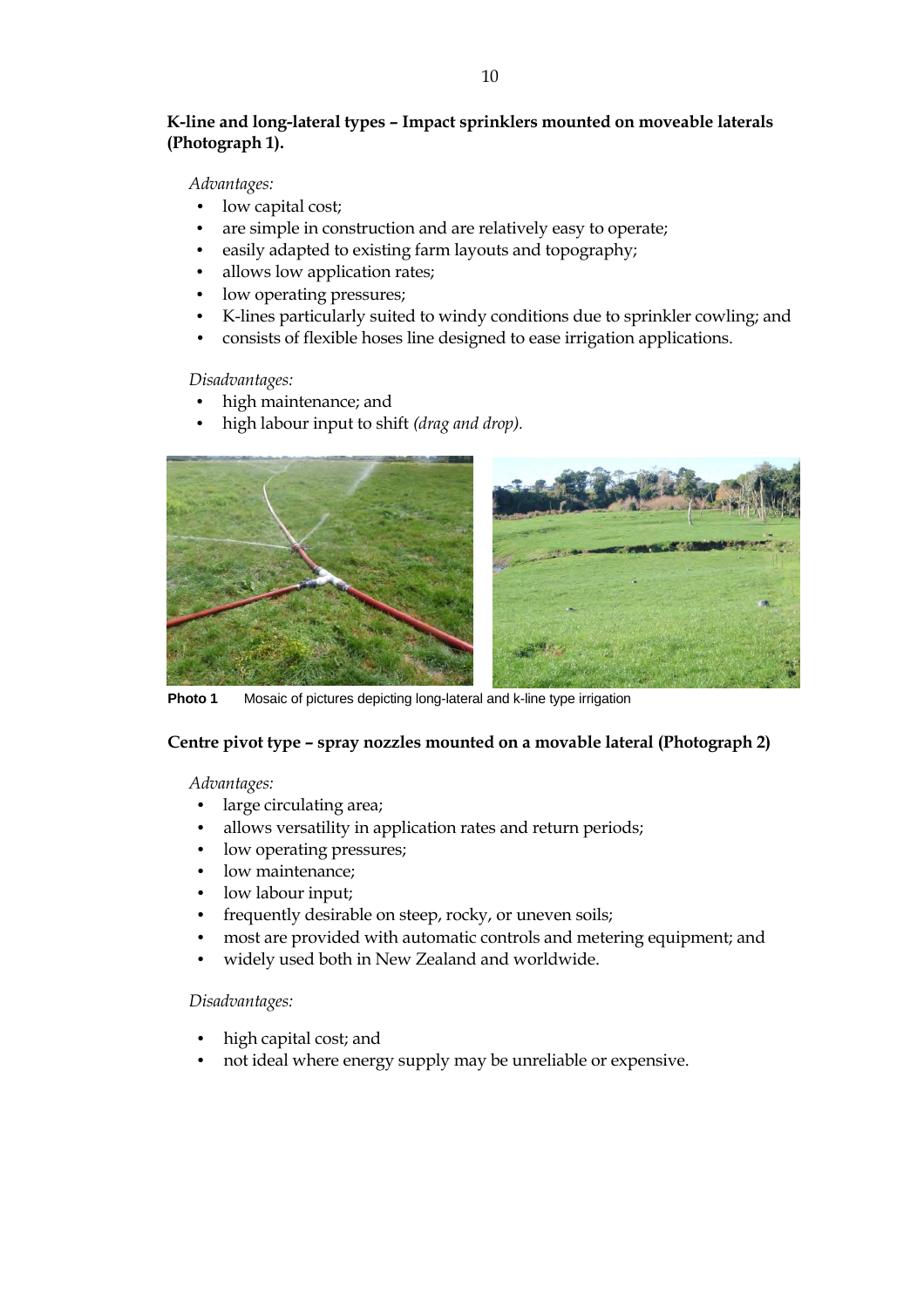**K-line and long-lateral types – Impact sprinklers mounted on moveable laterals (Photograph 1).**

*Advantages:*

- low capital cost;
- are simple in construction and are relatively easy to operate;
- easily adapted to existing farm layouts and topography;
- allows low application rates;
- low operating pressures;
- K-lines particularly suited to windy conditions due to sprinkler cowling; and
- consists of flexible hoses line designed to ease irrigation applications.

*Disadvantages:*

- high maintenance; and
- high labour input to shift *(drag and drop).*

**Photo 1** Mosaic of pictures depicting long-lateral and k-line type irrigation

**Centre pivot type – spray nozzles mounted on a movable lateral (Photograph 2)**

*Advantages:*

- large circulating area;
- allows versatility in application rates and return periods;
- low operating pressures;
- low maintenance;
- low labour input;
- frequently desirable on steep, rocky, or uneven soils;
- most are provided with automatic controls and metering equipment; and
- widely used both in New Zealand and worldwide.

*Disadvantages:*

- high capital cost; and
- not ideal where energy supply may be unreliable or expensive.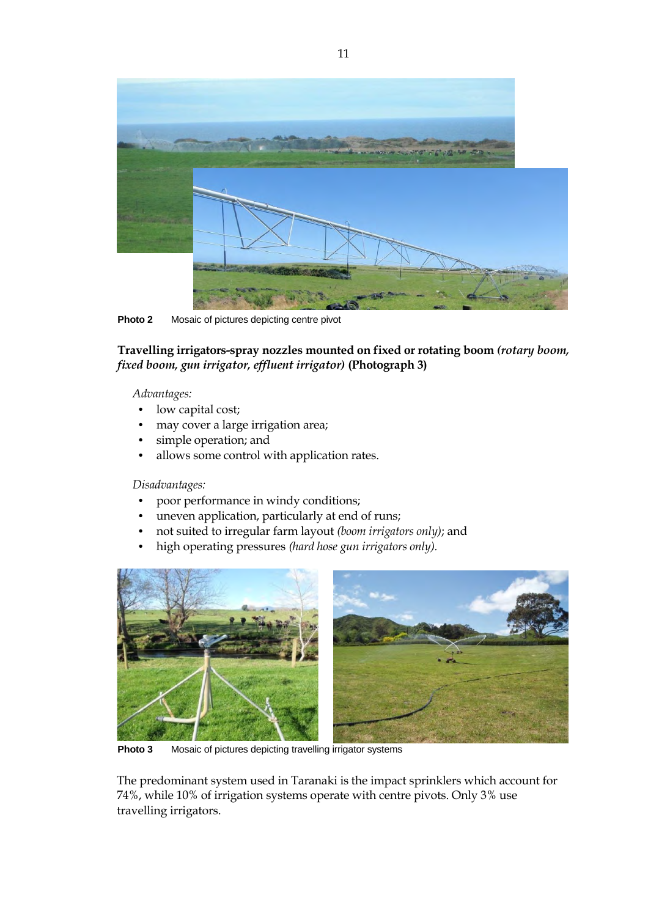Photo 2 Mosaic of pictures depicting centre pivot

**Travelling irrigators-spray nozzles mounted on fixed or rotating boom *(rotary boom, fixed boom, gun irrigator, effluent irrigator)* (Photograph 3)**

*Advantages:*

- low capital cost;
- may cover a large irrigation area;
- simple operation; and
- allows some control with application rates.

*Disadvantages:*

- poor performance in windy conditions;
- uneven application, particularly at end of runs;
- not suited to irregular farm layout *(boom irrigators only)*; and
- high operating pressures *(hard hose gun irrigators only).*

Photo 3 Mosaic of pictures depicting travelling irrigator systems

The predominant system used in Taranaki is the impact sprinklers which account for 74%, while 10% of irrigation systems operate with centre pivots. Only 3% use travelling irrigators.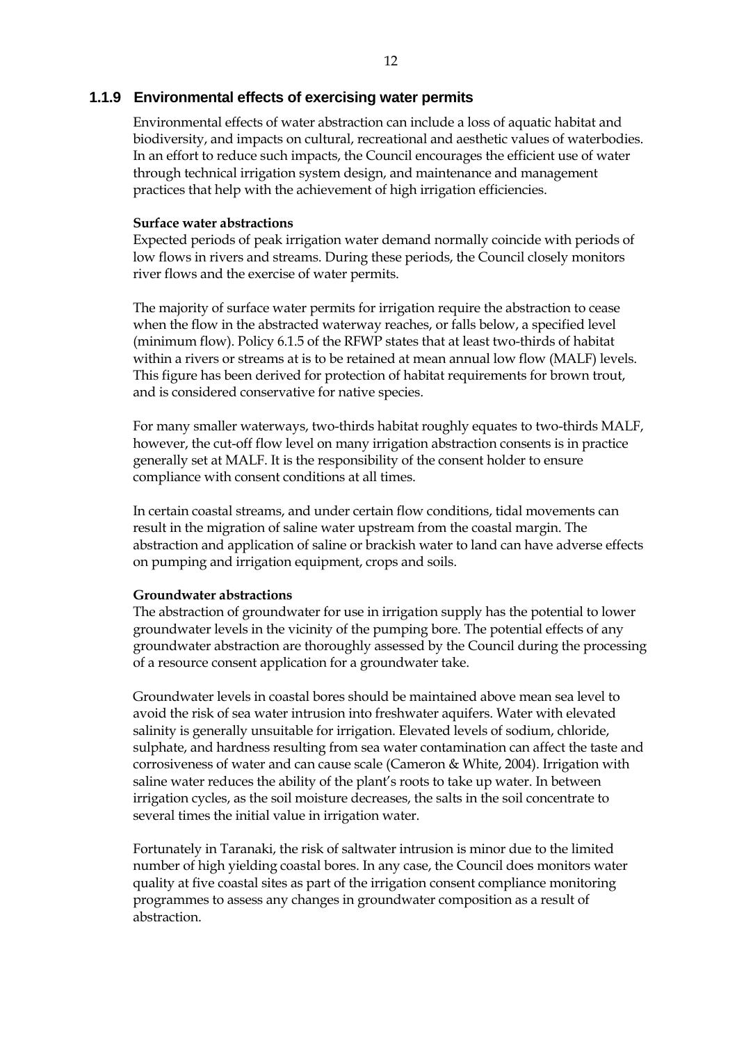### 1.1.9 Environmental effects of exercising water permits

Environmental effects of water abstraction can include a loss of aquatic habitat and biodiversity, and impacts on cultural, recreational and aesthetic values of waterbodies. In an effort to reduce such impacts, the Council encourages the efficient use of water through technical irrigation system design, and maintenance and management practices that help with the achievement of high irrigation efficiencies.

**Surface water abstractions**

Expected periods of peak irrigation water demand normally coincide with periods of low flows in rivers and streams. During these periods, the Council closely monitors river flows and the exercise of water permits.

The majority of surface water permits for irrigation require the abstraction to cease when the flow in the abstracted waterway reaches, or falls below, a specified level (minimum flow). Policy 6.1.5 of the RFWP states that at least two-thirds of habitat within a rivers or streams at is to be retained at mean annual low flow (MALF) levels. This figure has been derived for protection of habitat requirements for brown trout, and is considered conservative for native species.

For many smaller waterways, two-thirds habitat roughly equates to two-thirds MALF, however, the cut-off flow level on many irrigation abstraction consents is in practice generally set at MALF. It is the responsibility of the consent holder to ensure compliance with consent conditions at all times.

In certain coastal streams, and under certain flow conditions, tidal movements can result in the migration of saline water upstream from the coastal margin. The abstraction and application of saline or brackish water to land can have adverse effects on pumping and irrigation equipment, crops and soils.

**Groundwater abstractions**

The abstraction of groundwater for use in irrigation supply has the potential to lower groundwater levels in the vicinity of the pumping bore. The potential effects of any groundwater abstraction are thoroughly assessed by the Council during the processing of a resource consent application for a groundwater take.

Groundwater levels in coastal bores should be maintained above mean sea level to avoid the risk of sea water intrusion into freshwater aquifers. Water with elevated salinity is generally unsuitable for irrigation. Elevated levels of sodium, chloride, sulphate, and hardness resulting from sea water contamination can affect the taste and corrosiveness of water and can cause scale (Cameron & White, 2004). Irrigation with saline water reduces the ability of the plant's roots to take up water. In between irrigation cycles, as the soil moisture decreases, the salts in the soil concentrate to several times the initial value in irrigation water.

Fortunately in Taranaki, the risk of saltwater intrusion is minor due to the limited number of high yielding coastal bores. In any case, the Council does monitors water quality at five coastal sites as part of the irrigation consent compliance monitoring programmes to assess any changes in groundwater composition as a result of abstraction.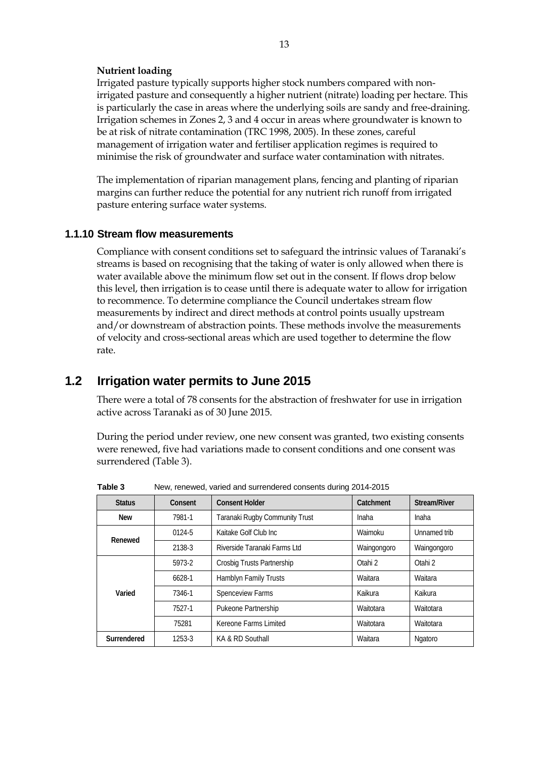**Nutrient loading**

Irrigated pasture typically supports higher stock numbers compared with non-irrigated pasture and consequently a higher nutrient (nitrate) loading per hectare. This is particularly the case in areas where the underlying soils are sandy and free-draining. Irrigation schemes in Zones 2, 3 and 4 occur in areas where groundwater is known to be at risk of nitrate contamination (TRC 1998, 2005). In these zones, careful management of irrigation water and fertiliser application regimes is required to minimise the risk of groundwater and surface water contamination with nitrates.

The implementation of riparian management plans, fencing and planting of riparian margins can further reduce the potential for any nutrient rich runoff from irrigated pasture entering surface water systems.

### 1.1.10 Stream flow measurements

Compliance with consent conditions set to safeguard the intrinsic values of Taranaki's streams is based on recognising that the taking of water is only allowed when there is water available above the minimum flow set out in the consent. If flows drop below this level, then irrigation is to cease until there is adequate water to allow for irrigation to recommence. To determine compliance the Council undertakes stream flow measurements by indirect and direct methods at control points usually upstream and/or downstream of abstraction points. These methods involve the measurements of velocity and cross-sectional areas which are used together to determine the flow rate.

## 1.2 Irrigation water permits to June 2015

There were a total of 78 consents for the abstraction of freshwater for use in irrigation active across Taranaki as of 30 June 2015.

During the period under review, one new consent was granted, two existing consents were renewed, five had variations made to consent conditions and one consent was surrendered (Table 3).

**Table 3** New, renewed, varied and surrendered consents during 2014-2015

| Status | Consent | Consent Holder | Catchment | Stream/River |
|---|---|---|---|---|
| New | 7981-1 | Taranaki Rugby Community Trust | Inaha | Inaha |
| Renewed | 0124-5 | Kaitake Golf Club Inc | Waimoku | Unnamed trib |
| | 2138-3 | Riverside Taranaki Farms Ltd | Waingongoro | Waingongoro |
| Varied | 5973-2 | Crosbig Trusts Partnership | Otahi 2 | Otahi 2 |
| | 6628-1 | Hamblyn Family Trusts | Waitara | Waitara |
| | 7346-1 | Spenceview Farms | Kaikura | Kaikura |
| | 7527-1 | Pukeone Partnership | Waitotara | Waitotara |
| | 75281 | Kereone Farms Limited | Waitotara | Waitotara |
| Surrendered | 1253-3 | KA & RD Southall | Waitara | Ngatoro |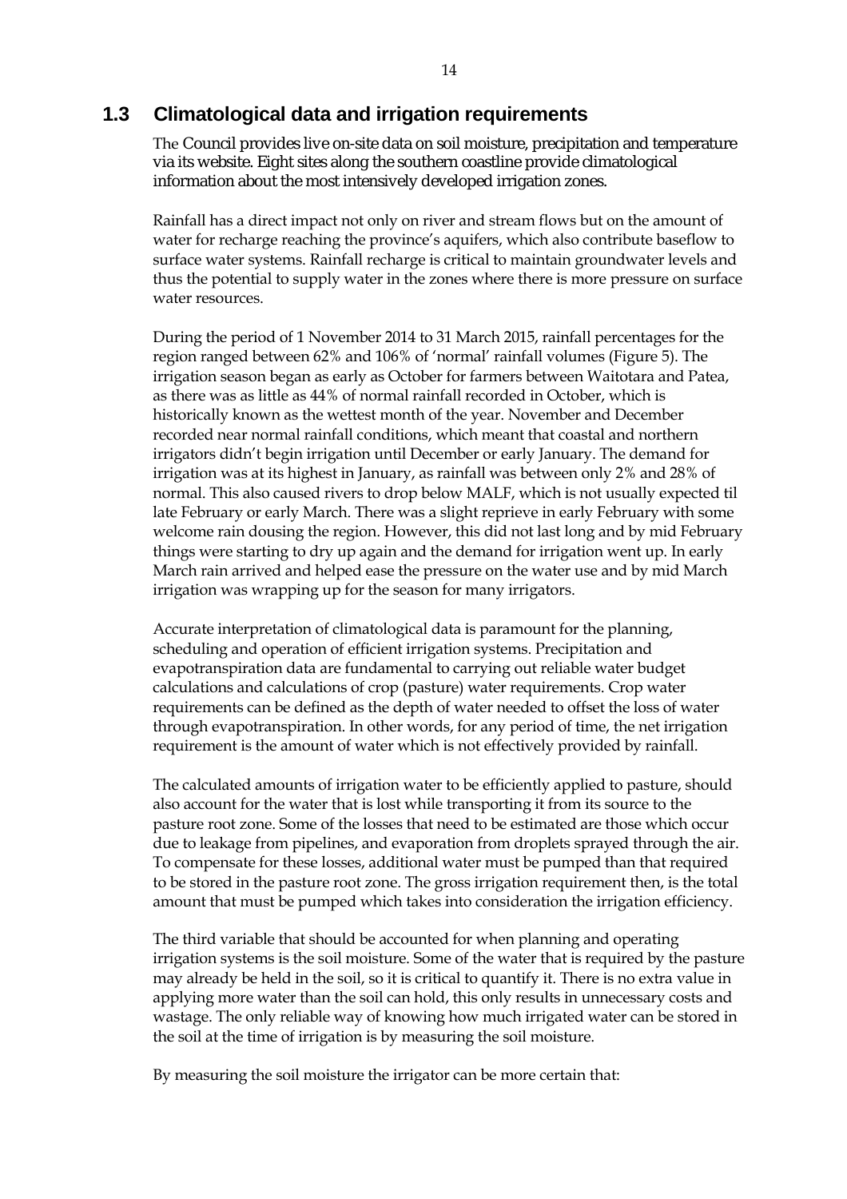## 1.3 Climatological data and irrigation requirements

The Council provides live on-site data on soil moisture, precipitation and temperature via its website. Eight sites along the southern coastline provide climatological information about the most intensively developed irrigation zones.

Rainfall has a direct impact not only on river and stream flows but on the amount of water for recharge reaching the province's aquifers, which also contribute baseflow to surface water systems. Rainfall recharge is critical to maintain groundwater levels and thus the potential to supply water in the zones where there is more pressure on surface water resources.

During the period of 1 November 2014 to 31 March 2015, rainfall percentages for the region ranged between 62% and 106% of 'normal' rainfall volumes (Figure 5). The irrigation season began as early as October for farmers between Waitotara and Patea, as there was as little as 44% of normal rainfall recorded in October, which is historically known as the wettest month of the year. November and December recorded near normal rainfall conditions, which meant that coastal and northern irrigators didn't begin irrigation until December or early January. The demand for irrigation was at its highest in January, as rainfall was between only 2% and 28% of normal. This also caused rivers to drop below MALF, which is not usually expected til late February or early March. There was a slight reprieve in early February with some welcome rain dousing the region. However, this did not last long and by mid February things were starting to dry up again and the demand for irrigation went up. In early March rain arrived and helped ease the pressure on the water use and by mid March irrigation was wrapping up for the season for many irrigators.

Accurate interpretation of climatological data is paramount for the planning, scheduling and operation of efficient irrigation systems. Precipitation and evapotranspiration data are fundamental to carrying out reliable water budget calculations and calculations of crop (pasture) water requirements. Crop water requirements can be defined as the depth of water needed to offset the loss of water through evapotranspiration. In other words, for any period of time, the net irrigation requirement is the amount of water which is not effectively provided by rainfall.

The calculated amounts of irrigation water to be efficiently applied to pasture, should also account for the water that is lost while transporting it from its source to the pasture root zone. Some of the losses that need to be estimated are those which occur due to leakage from pipelines, and evaporation from droplets sprayed through the air. To compensate for these losses, additional water must be pumped than that required to be stored in the pasture root zone. The gross irrigation requirement then, is the total amount that must be pumped which takes into consideration the irrigation efficiency.

The third variable that should be accounted for when planning and operating irrigation systems is the soil moisture. Some of the water that is required by the pasture may already be held in the soil, so it is critical to quantify it. There is no extra value in applying more water than the soil can hold, this only results in unnecessary costs and wastage. The only reliable way of knowing how much irrigated water can be stored in the soil at the time of irrigation is by measuring the soil moisture.

By measuring the soil moisture the irrigator can be more certain that: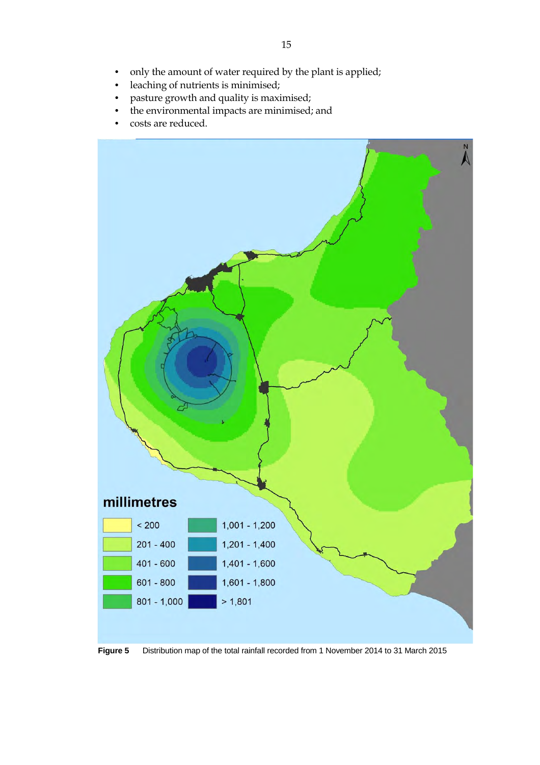- only the amount of water required by the plant is applied;
- leaching of nutrients is minimised;
- pasture growth and quality is maximised;
- the environmental impacts are minimised; and
- costs are reduced.

**Figure 5** Distribution map of the total rainfall recorded from 1 November 2014 to 31 March 2015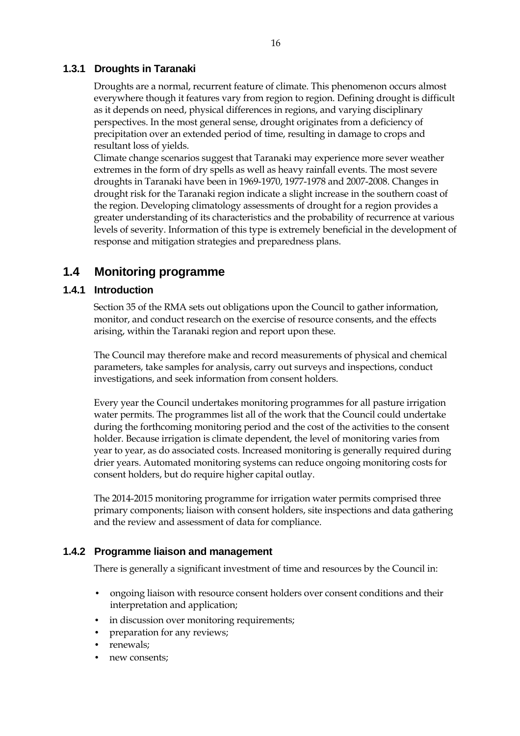### 1.3.1 Droughts in Taranaki

Droughts are a normal, recurrent feature of climate. This phenomenon occurs almost everywhere though it features vary from region to region. Defining drought is difficult as it depends on need, physical differences in regions, and varying disciplinary perspectives. In the most general sense, drought originates from a deficiency of precipitation over an extended period of time, resulting in damage to crops and resultant loss of yields.

Climate change scenarios suggest that Taranaki may experience more sever weather extremes in the form of dry spells as well as heavy rainfall events. The most severe droughts in Taranaki have been in 1969-1970, 1977-1978 and 2007-2008. Changes in drought risk for the Taranaki region indicate a slight increase in the southern coast of the region. Developing climatology assessments of drought for a region provides a greater understanding of its characteristics and the probability of recurrence at various levels of severity. Information of this type is extremely beneficial in the development of response and mitigation strategies and preparedness plans.

## 1.4 Monitoring programme

### 1.4.1 Introduction

Section 35 of the RMA sets out obligations upon the Council to gather information, monitor, and conduct research on the exercise of resource consents, and the effects arising, within the Taranaki region and report upon these.

The Council may therefore make and record measurements of physical and chemical parameters, take samples for analysis, carry out surveys and inspections, conduct investigations, and seek information from consent holders.

Every year the Council undertakes monitoring programmes for all pasture irrigation water permits. The programmes list all of the work that the Council could undertake during the forthcoming monitoring period and the cost of the activities to the consent holder. Because irrigation is climate dependent, the level of monitoring varies from year to year, as do associated costs. Increased monitoring is generally required during drier years. Automated monitoring systems can reduce ongoing monitoring costs for consent holders, but do require higher capital outlay.

The 2014-2015 monitoring programme for irrigation water permits comprised three primary components; liaison with consent holders, site inspections and data gathering and the review and assessment of data for compliance.

### 1.4.2 Programme liaison and management

There is generally a significant investment of time and resources by the Council in:

- ongoing liaison with resource consent holders over consent conditions and their interpretation and application;
- in discussion over monitoring requirements;
- preparation for any reviews;
- renewals;
- new consents;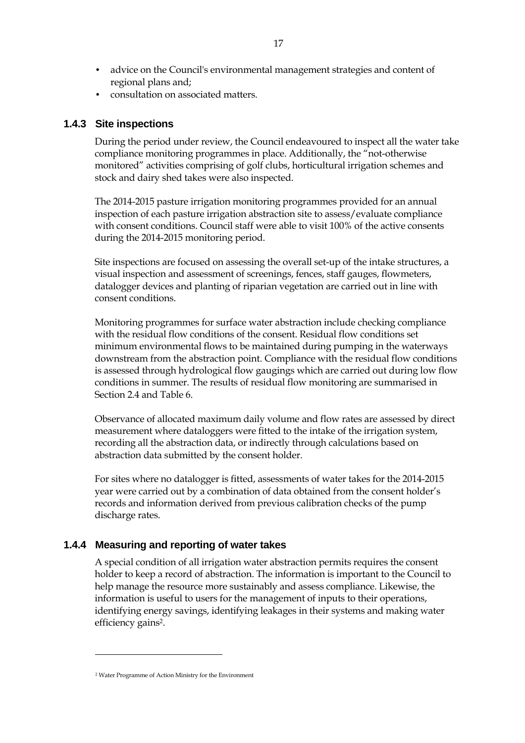- advice on the Council's environmental management strategies and content of regional plans and;
- consultation on associated matters.

### 1.4.3 Site inspections

During the period under review, the Council endeavoured to inspect all the water take compliance monitoring programmes in place. Additionally, the "not-otherwise monitored" activities comprising of golf clubs, horticultural irrigation schemes and stock and dairy shed takes were also inspected.

The 2014-2015 pasture irrigation monitoring programmes provided for an annual inspection of each pasture irrigation abstraction site to assess/evaluate compliance with consent conditions. Council staff were able to visit 100% of the active consents during the 2014-2015 monitoring period.

Site inspections are focused on assessing the overall set-up of the intake structures, a visual inspection and assessment of screenings, fences, staff gauges, flowmeters, datalogger devices and planting of riparian vegetation are carried out in line with consent conditions.

Monitoring programmes for surface water abstraction include checking compliance with the residual flow conditions of the consent. Residual flow conditions set minimum environmental flows to be maintained during pumping in the waterways downstream from the abstraction point. Compliance with the residual flow conditions is assessed through hydrological flow gaugings which are carried out during low flow conditions in summer. The results of residual flow monitoring are summarised in Section 2.4 and Table 6.

Observance of allocated maximum daily volume and flow rates are assessed by direct measurement where dataloggers were fitted to the intake of the irrigation system, recording all the abstraction data, or indirectly through calculations based on abstraction data submitted by the consent holder.

For sites where no datalogger is fitted, assessments of water takes for the 2014-2015 year were carried out by a combination of data obtained from the consent holder's records and information derived from previous calibration checks of the pump discharge rates.

### 1.4.4 Measuring and reporting of water takes

A special condition of all irrigation water abstraction permits requires the consent holder to keep a record of abstraction. The information is important to the Council to help manage the resource more sustainably and assess compliance. Likewise, the information is useful to users for the management of inputs to their operations, identifying energy savings, identifying leakages in their systems and making water efficiency gains[2].

[2] Water Programme of Action Ministry for the Environment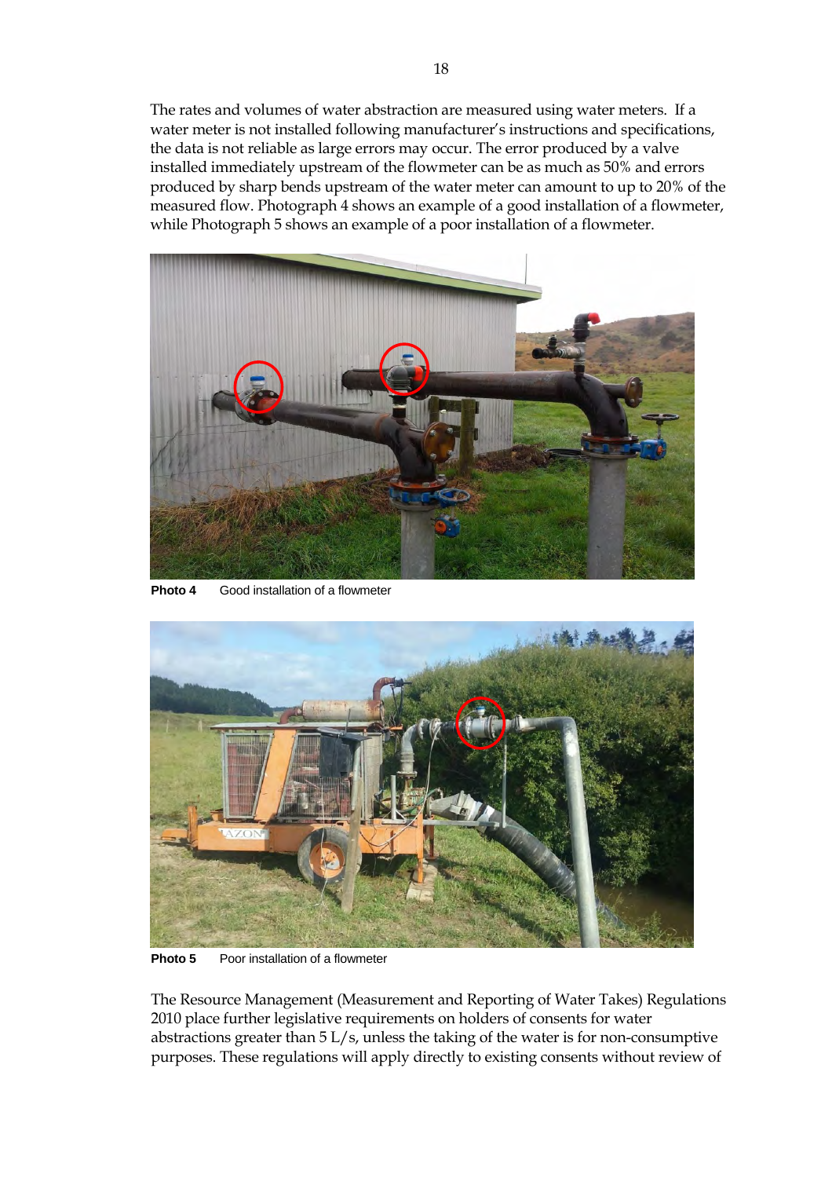The rates and volumes of water abstraction are measured using water meters. If a water meter is not installed following manufacturer's instructions and specifications, the data is not reliable as large errors may occur. The error produced by a valve installed immediately upstream of the flowmeter can be as much as 50% and errors produced by sharp bends upstream of the water meter can amount to up to 20% of the measured flow. Photograph 4 shows an example of a good installation of a flowmeter, while Photograph 5 shows an example of a poor installation of a flowmeter.

**Photo 4** Good installation of a flowmeter

**Photo 5** Poor installation of a flowmeter

The Resource Management (Measurement and Reporting of Water Takes) Regulations 2010 place further legislative requirements on holders of consents for water abstractions greater than 5 L/s, unless the taking of the water is for non-consumptive purposes. These regulations will apply directly to existing consents without review of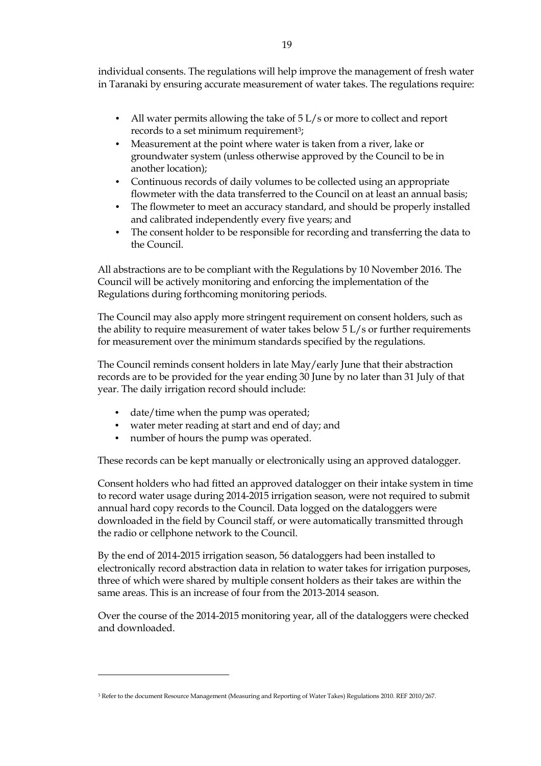individual consents. The regulations will help improve the management of fresh water in Taranaki by ensuring accurate measurement of water takes. The regulations require:

- All water permits allowing the take of 5 L/s or more to collect and report records to a set minimum requirement[3];
- Measurement at the point where water is taken from a river, lake or groundwater system (unless otherwise approved by the Council to be in another location);
- Continuous records of daily volumes to be collected using an appropriate flowmeter with the data transferred to the Council on at least an annual basis;
- The flowmeter to meet an accuracy standard, and should be properly installed and calibrated independently every five years; and
- The consent holder to be responsible for recording and transferring the data to the Council.

All abstractions are to be compliant with the Regulations by 10 November 2016. The Council will be actively monitoring and enforcing the implementation of the Regulations during forthcoming monitoring periods.

The Council may also apply more stringent requirement on consent holders, such as the ability to require measurement of water takes below 5 L/s or further requirements for measurement over the minimum standards specified by the regulations.

The Council reminds consent holders in late May/early June that their abstraction records are to be provided for the year ending 30 June by no later than 31 July of that year. The daily irrigation record should include:

- date/time when the pump was operated;
- water meter reading at start and end of day; and
- number of hours the pump was operated.

These records can be kept manually or electronically using an approved datalogger.

Consent holders who had fitted an approved datalogger on their intake system in time to record water usage during 2014-2015 irrigation season, were not required to submit annual hard copy records to the Council. Data logged on the dataloggers were downloaded in the field by Council staff, or were automatically transmitted through the radio or cellphone network to the Council.

By the end of 2014-2015 irrigation season, 56 dataloggers had been installed to electronically record abstraction data in relation to water takes for irrigation purposes, three of which were shared by multiple consent holders as their takes are within the same areas. This is an increase of four from the 2013-2014 season.

Over the course of the 2014-2015 monitoring year, all of the dataloggers were checked and downloaded.

---

[3] Refer to the document Resource Management (Measuring and Reporting of Water Takes) Regulations 2010. REF 2010/267.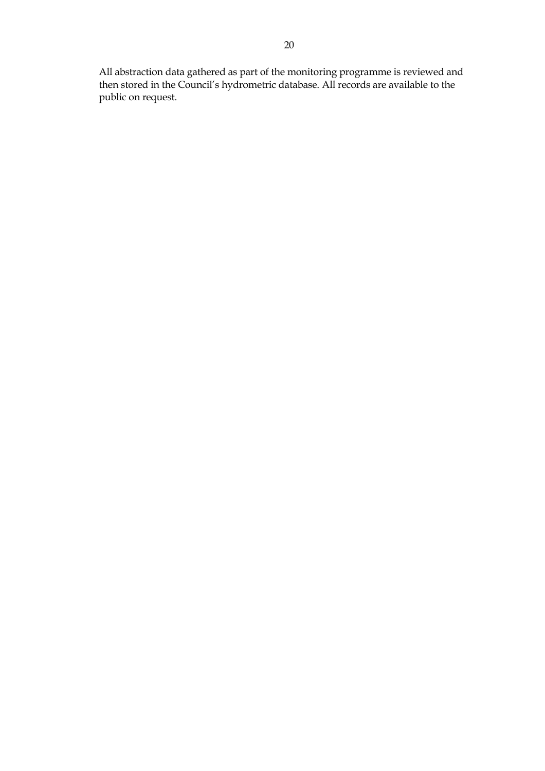All abstraction data gathered as part of the monitoring programme is reviewed and then stored in the Council's hydrometric database. All records are available to the public on request.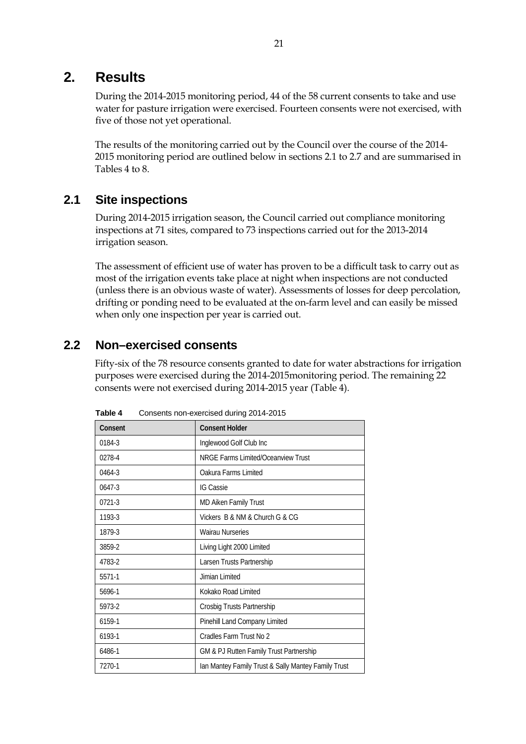# 2. Results

During the 2014-2015 monitoring period, 44 of the 58 current consents to take and use water for pasture irrigation were exercised. Fourteen consents were not exercised, with five of those not yet operational.

The results of the monitoring carried out by the Council over the course of the 2014-2015 monitoring period are outlined below in sections 2.1 to 2.7 and are summarised in Tables 4 to 8.

## 2.1 Site inspections

During 2014-2015 irrigation season, the Council carried out compliance monitoring inspections at 71 sites, compared to 73 inspections carried out for the 2013-2014 irrigation season.

The assessment of efficient use of water has proven to be a difficult task to carry out as most of the irrigation events take place at night when inspections are not conducted (unless there is an obvious waste of water). Assessments of losses for deep percolation, drifting or ponding need to be evaluated at the on-farm level and can easily be missed when only one inspection per year is carried out.

## 2.2 Non–exercised consents

Fifty-six of the 78 resource consents granted to date for water abstractions for irrigation purposes were exercised during the 2014-2015monitoring period. The remaining 22 consents were not exercised during 2014-2015 year (Table 4).

**Table 4** Consents non-exercised during 2014-2015

| Consent | Consent Holder |
|---|---|
| 0184-3 | Inglewood Golf Club Inc |
| 0278-4 | NRGE Farms Limited/Oceanview Trust |
| 0464-3 | Oakura Farms Limited |
| 0647-3 | IG Cassie |
| 0721-3 | MD Aiken Family Trust |
| 1193-3 | Vickers B & NM & Church G & CG |
| 1879-3 | Wairau Nurseries |
| 3859-2 | Living Light 2000 Limited |
| 4783-2 | Larsen Trusts Partnership |
| 5571-1 | Jimian Limited |
| 5696-1 | Kokako Road Limited |
| 5973-2 | Crosbig Trusts Partnership |
| 6159-1 | Pinehill Land Company Limited |
| 6193-1 | Cradles Farm Trust No 2 |
| 6486-1 | GM & PJ Rutten Family Trust Partnership |
| 7270-1 | Ian Mantey Family Trust & Sally Mantey Family Trust |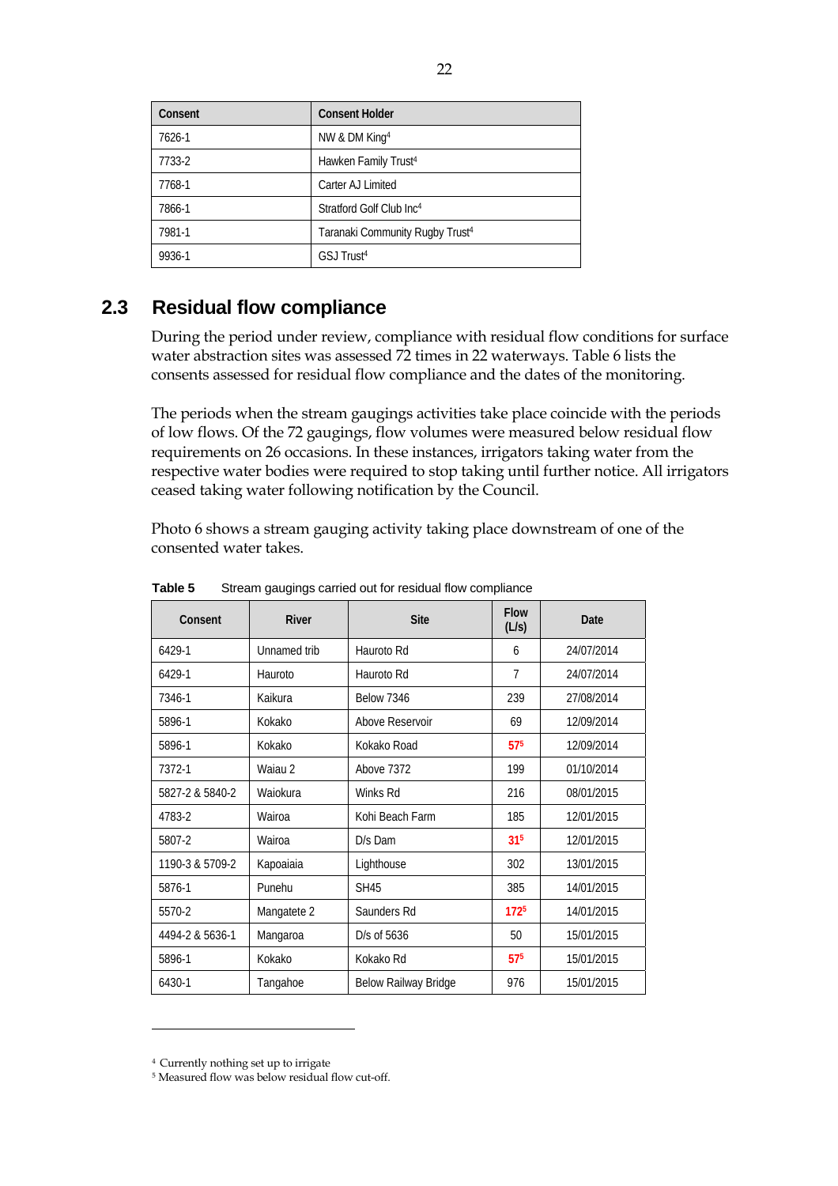| Consent | Consent Holder |
|---|---|
| 7626-1 | NW & DM King[4] |
| 7733-2 | Hawken Family Trust[4] |
| 7768-1 | Carter AJ Limited |
| 7866-1 | Stratford Golf Club Inc[4] |
| 7981-1 | Taranaki Community Rugby Trust[4] |
| 9936-1 | GSJ Trust[4] |

## 2.3 Residual flow compliance

During the period under review, compliance with residual flow conditions for surface water abstraction sites was assessed 72 times in 22 waterways. Table 6 lists the consents assessed for residual flow compliance and the dates of the monitoring.

The periods when the stream gaugings activities take place coincide with the periods of low flows. Of the 72 gaugings, flow volumes were measured below residual flow requirements on 26 occasions. In these instances, irrigators taking water from the respective water bodies were required to stop taking until further notice. All irrigators ceased taking water following notification by the Council.

Photo 6 shows a stream gauging activity taking place downstream of one of the consented water takes.

**Table 5** Stream gaugings carried out for residual flow compliance

| Consent | River | Site | Flow (L/s) | Date |
|---|---|---|---|---|
| 6429-1 | Unnamed trib | Hauroto Rd | 6 | 24/07/2014 |
| 6429-1 | Hauroto | Hauroto Rd | 7 | 24/07/2014 |
| 7346-1 | Kaikura | Below 7346 | 239 | 27/08/2014 |
| 5896-1 | Kokako | Above Reservoir | 69 | 12/09/2014 |
| 5896-1 | Kokako | Kokako Road | 57[5] | 12/09/2014 |
| 7372-1 | Waiau 2 | Above 7372 | 199 | 01/10/2014 |
| 5827-2 & 5840-2 | Waiokura | Winks Rd | 216 | 08/01/2015 |
| 4783-2 | Wairoa | Kohi Beach Farm | 185 | 12/01/2015 |
| 5807-2 | Wairoa | D/s Dam | 31[5] | 12/01/2015 |
| 1190-3 & 5709-2 | Kapoaiaia | Lighthouse | 302 | 13/01/2015 |
| 5876-1 | Punehu | SH45 | 385 | 14/01/2015 |
| 5570-2 | Mangatete 2 | Saunders Rd | 172[5] | 14/01/2015 |
| 4494-2 & 5636-1 | Mangaroa | D/s of 5636 | 50 | 15/01/2015 |
| 5896-1 | Kokako | Kokako Rd | 57[5] | 15/01/2015 |
| 6430-1 | Tangahoe | Below Railway Bridge | 976 | 15/01/2015 |

[4] Currently nothing set up to irrigate

[5] Measured flow was below residual flow cut-off.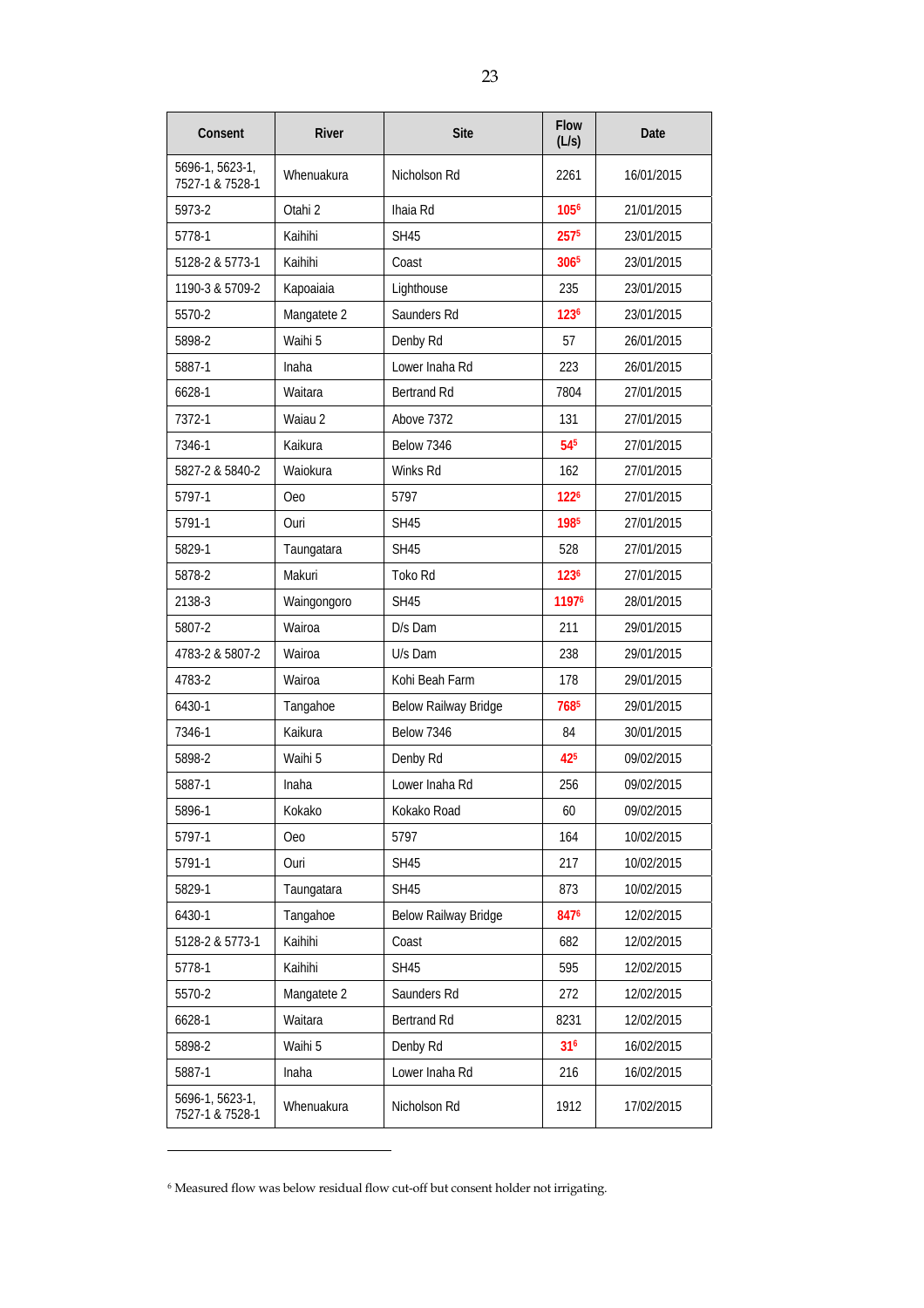| Consent | River | Site | Flow (L/s) | Date |
|---|---|---|---|---|
| 5696-1, 5623-1, 7527-1 & 7528-1 | Whenuakura | Nicholson Rd | 2261 | 16/01/2015 |
| 5973-2 | Otahi 2 | Ihaia Rd | **105**[6] | 21/01/2015 |
| 5778-1 | Kaihihi | SH45 | **257**[5] | 23/01/2015 |
| 5128-2 & 5773-1 | Kaihihi | Coast | **306**[5] | 23/01/2015 |
| 1190-3 & 5709-2 | Kapoaiaia | Lighthouse | 235 | 23/01/2015 |
| 5570-2 | Mangatete 2 | Saunders Rd | **123**[6] | 23/01/2015 |
| 5898-2 | Waihi 5 | Denby Rd | 57 | 26/01/2015 |
| 5887-1 | Inaha | Lower Inaha Rd | 223 | 26/01/2015 |
| 6628-1 | Waitara | Bertrand Rd | 7804 | 27/01/2015 |
| 7372-1 | Waiau 2 | Above 7372 | 131 | 27/01/2015 |
| 7346-1 | Kaikura | Below 7346 | **54**[5] | 27/01/2015 |
| 5827-2 & 5840-2 | Waiokura | Winks Rd | 162 | 27/01/2015 |
| 5797-1 | Oeo | 5797 | **122**[6] | 27/01/2015 |
| 5791-1 | Ouri | SH45 | **198**[5] | 27/01/2015 |
| 5829-1 | Taungatara | SH45 | 528 | 27/01/2015 |
| 5878-2 | Makuri | Toko Rd | **123**[6] | 27/01/2015 |
| 2138-3 | Waingongoro | SH45 | **1197**[6] | 28/01/2015 |
| 5807-2 | Wairoa | D/s Dam | 211 | 29/01/2015 |
| 4783-2 & 5807-2 | Wairoa | U/s Dam | 238 | 29/01/2015 |
| 4783-2 | Wairoa | Kohi Beah Farm | 178 | 29/01/2015 |
| 6430-1 | Tangahoe | Below Railway Bridge | **768**[5] | 29/01/2015 |
| 7346-1 | Kaikura | Below 7346 | 84 | 30/01/2015 |
| 5898-2 | Waihi 5 | Denby Rd | **42**[5] | 09/02/2015 |
| 5887-1 | Inaha | Lower Inaha Rd | 256 | 09/02/2015 |
| 5896-1 | Kokako | Kokako Road | 60 | 09/02/2015 |
| 5797-1 | Oeo | 5797 | 164 | 10/02/2015 |
| 5791-1 | Ouri | SH45 | 217 | 10/02/2015 |
| 5829-1 | Taungatara | SH45 | 873 | 10/02/2015 |
| 6430-1 | Tangahoe | Below Railway Bridge | **847**[6] | 12/02/2015 |
| 5128-2 & 5773-1 | Kaihihi | Coast | 682 | 12/02/2015 |
| 5778-1 | Kaihihi | SH45 | 595 | 12/02/2015 |
| 5570-2 | Mangatete 2 | Saunders Rd | 272 | 12/02/2015 |
| 6628-1 | Waitara | Bertrand Rd | 8231 | 12/02/2015 |
| 5898-2 | Waihi 5 | Denby Rd | **31**[6] | 16/02/2015 |
| 5887-1 | Inaha | Lower Inaha Rd | 216 | 16/02/2015 |
| 5696-1, 5623-1, 7527-1 & 7528-1 | Whenuakura | Nicholson Rd | 1912 | 17/02/2015 |

[6] Measured flow was below residual flow cut-off but consent holder not irrigating.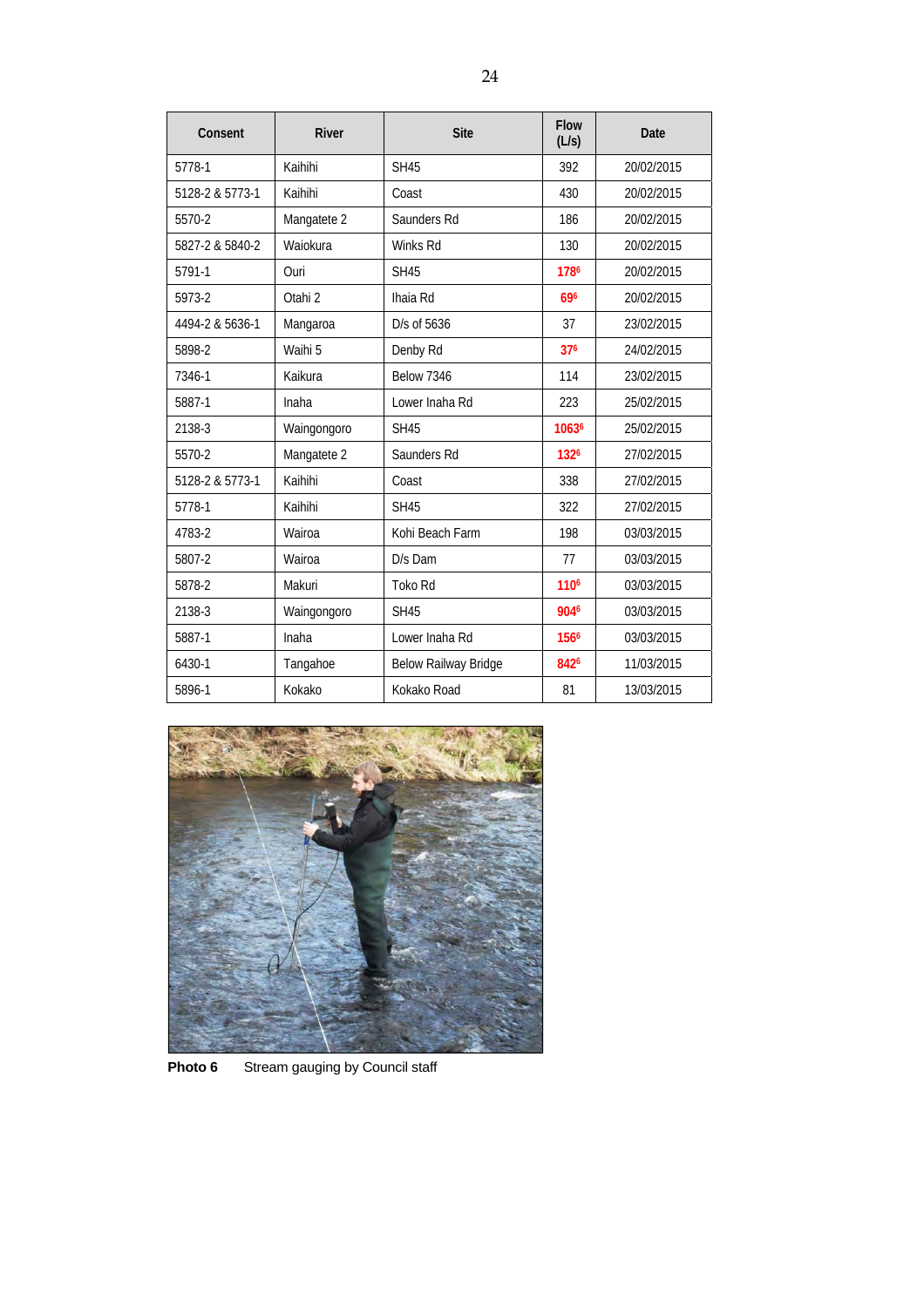| Consent | River | Site | Flow (L/s) | Date |
|---|---|---|---|---|
| 5778-1 | Kaihihi | SH45 | 392 | 20/02/2015 |
| 5128-2 & 5773-1 | Kaihihi | Coast | 430 | 20/02/2015 |
| 5570-2 | Mangatete 2 | Saunders Rd | 186 | 20/02/2015 |
| 5827-2 & 5840-2 | Waiokura | Winks Rd | 130 | 20/02/2015 |
| 5791-1 | Ouri | SH45 | **178**[6] | 20/02/2015 |
| 5973-2 | Otahi 2 | Ihaia Rd | **69**[6] | 20/02/2015 |
| 4494-2 & 5636-1 | Mangaroa | D/s of 5636 | 37 | 23/02/2015 |
| 5898-2 | Waihi 5 | Denby Rd | **37**[6] | 24/02/2015 |
| 7346-1 | Kaikura | Below 7346 | 114 | 23/02/2015 |
| 5887-1 | Inaha | Lower Inaha Rd | 223 | 25/02/2015 |
| 2138-3 | Waingongoro | SH45 | **1063**[6] | 25/02/2015 |
| 5570-2 | Mangatete 2 | Saunders Rd | **132**[6] | 27/02/2015 |
| 5128-2 & 5773-1 | Kaihihi | Coast | 338 | 27/02/2015 |
| 5778-1 | Kaihihi | SH45 | 322 | 27/02/2015 |
| 4783-2 | Wairoa | Kohi Beach Farm | 198 | 03/03/2015 |
| 5807-2 | Wairoa | D/s Dam | 77 | 03/03/2015 |
| 5878-2 | Makuri | Toko Rd | **110**[6] | 03/03/2015 |
| 2138-3 | Waingongoro | SH45 | **904**[6] | 03/03/2015 |
| 5887-1 | Inaha | Lower Inaha Rd | **156**[6] | 03/03/2015 |
| 6430-1 | Tangahoe | Below Railway Bridge | **842**[6] | 11/03/2015 |
| 5896-1 | Kokako | Kokako Road | 81 | 13/03/2015 |

**Photo 6** Stream gauging by Council staff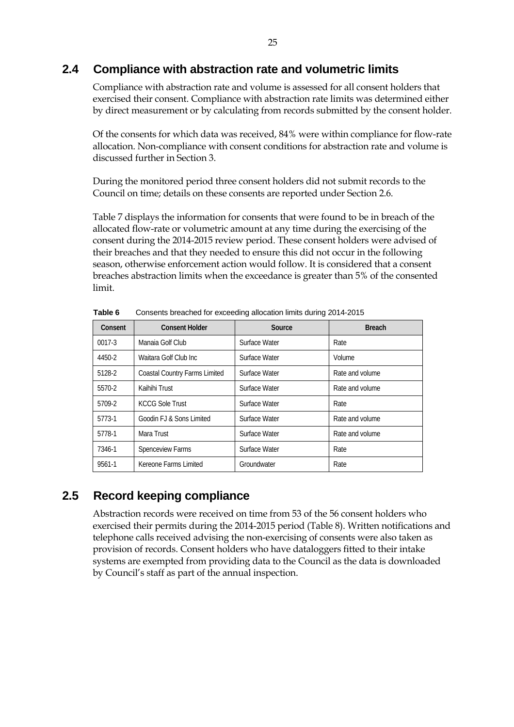## 2.4 Compliance with abstraction rate and volumetric limits

Compliance with abstraction rate and volume is assessed for all consent holders that exercised their consent. Compliance with abstraction rate limits was determined either by direct measurement or by calculating from records submitted by the consent holder.

Of the consents for which data was received, 84% were within compliance for flow-rate allocation. Non-compliance with consent conditions for abstraction rate and volume is discussed further in Section 3.

During the monitored period three consent holders did not submit records to the Council on time; details on these consents are reported under Section 2.6.

Table 7 displays the information for consents that were found to be in breach of the allocated flow-rate or volumetric amount at any time during the exercising of the consent during the 2014-2015 review period. These consent holders were advised of their breaches and that they needed to ensure this did not occur in the following season, otherwise enforcement action would follow. It is considered that a consent breaches abstraction limits when the exceedance is greater than 5% of the consented limit.

**Table 6** Consents breached for exceeding allocation limits during 2014-2015

| Consent | Consent Holder | Source | Breach |
|---|---|---|---|
| 0017-3 | Manaia Golf Club | Surface Water | Rate |
| 4450-2 | Waitara Golf Club Inc | Surface Water | Volume |
| 5128-2 | Coastal Country Farms Limited | Surface Water | Rate and volume |
| 5570-2 | Kaihihi Trust | Surface Water | Rate and volume |
| 5709-2 | KCCG Sole Trust | Surface Water | Rate |
| 5773-1 | Goodin FJ & Sons Limited | Surface Water | Rate and volume |
| 5778-1 | Mara Trust | Surface Water | Rate and volume |
| 7346-1 | Spenceview Farms | Surface Water | Rate |
| 9561-1 | Kereone Farms Limited | Groundwater | Rate |

## 2.5 Record keeping compliance

Abstraction records were received on time from 53 of the 56 consent holders who exercised their permits during the 2014-2015 period (Table 8). Written notifications and telephone calls received advising the non-exercising of consents were also taken as provision of records. Consent holders who have dataloggers fitted to their intake systems are exempted from providing data to the Council as the data is downloaded by Council's staff as part of the annual inspection.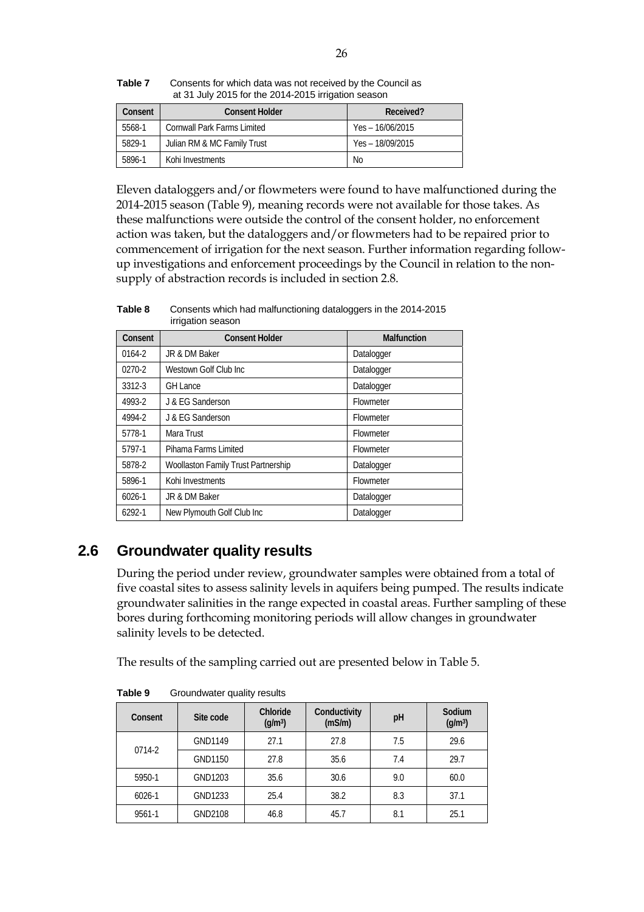**Table 7** Consents for which data was not received by the Council as at 31 July 2015 for the 2014-2015 irrigation season

| Consent | Consent Holder | Received? |
|---|---|---|
| 5568-1 | Cornwall Park Farms Limited | Yes – 16/06/2015 |
| 5829-1 | Julian RM & MC Family Trust | Yes – 18/09/2015 |
| 5896-1 | Kohi Investments | No |

Eleven dataloggers and/or flowmeters were found to have malfunctioned during the 2014-2015 season (Table 9), meaning records were not available for those takes. As these malfunctions were outside the control of the consent holder, no enforcement action was taken, but the dataloggers and/or flowmeters had to be repaired prior to commencement of irrigation for the next season. Further information regarding follow-up investigations and enforcement proceedings by the Council in relation to the non-supply of abstraction records is included in section 2.8.

**Table 8** Consents which had malfunctioning dataloggers in the 2014-2015 irrigation season

| Consent | Consent Holder | Malfunction |
|---|---|---|
| 0164-2 | JR & DM Baker | Datalogger |
| 0270-2 | Westown Golf Club Inc | Datalogger |
| 3312-3 | GH Lance | Datalogger |
| 4993-2 | J & EG Sanderson | Flowmeter |
| 4994-2 | J & EG Sanderson | Flowmeter |
| 5778-1 | Mara Trust | Flowmeter |
| 5797-1 | Pihama Farms Limited | Flowmeter |
| 5878-2 | Woollaston Family Trust Partnership | Datalogger |
| 5896-1 | Kohi Investments | Flowmeter |
| 6026-1 | JR & DM Baker | Datalogger |
| 6292-1 | New Plymouth Golf Club Inc | Datalogger |

## 2.6 Groundwater quality results

During the period under review, groundwater samples were obtained from a total of five coastal sites to assess salinity levels in aquifers being pumped. The results indicate groundwater salinities in the range expected in coastal areas. Further sampling of these bores during forthcoming monitoring periods will allow changes in groundwater salinity levels to be detected.

The results of the sampling carried out are presented below in Table 5.

**Table 9** Groundwater quality results

| Consent | Site code | Chloride ($g/m^3$) | Conductivity (mS/m) | pH | Sodium ($g/m^3$) |
|---|---|---|---|---|---|
| 0714-2 | GND1149 | 27.1 | 27.8 | 7.5 | 29.6 |
| | GND1150 | 27.8 | 35.6 | 7.4 | 29.7 |
| 5950-1 | GND1203 | 35.6 | 30.6 | 9.0 | 60.0 |
| 6026-1 | GND1233 | 25.4 | 38.2 | 8.3 | 37.1 |
| 9561-1 | GND2108 | 46.8 | 45.7 | 8.1 | 25.1 |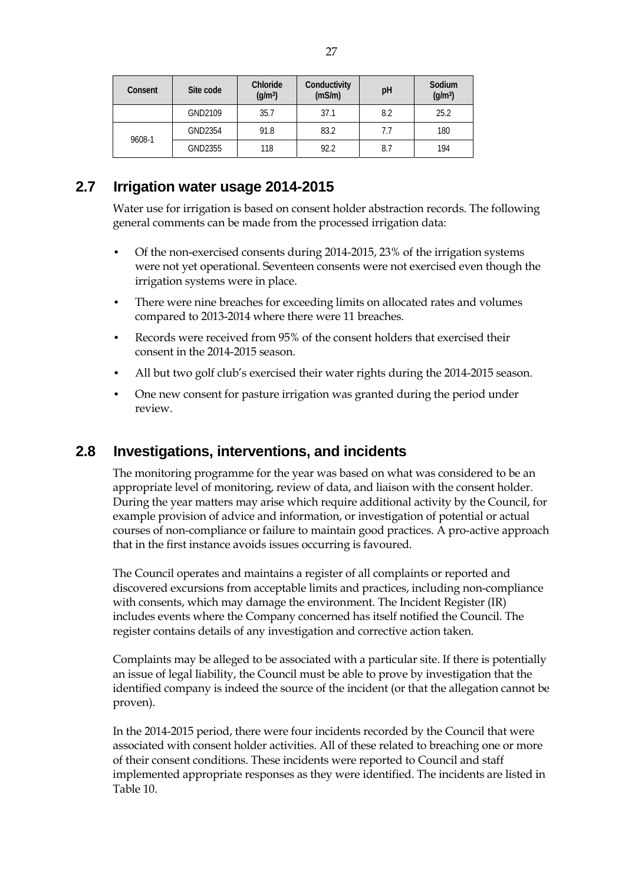| Consent | Site code | Chloride (g/m³) | Conductivity (mS/m) | pH | Sodium (g/m³) |
| --- | --- | --- | --- | --- | --- |
| | GND2109 | 35.7 | 37.1 | 8.2 | 25.2 |
| 9608-1 | GND2354 | 91.8 | 83.2 | 7.7 | 180 |
| | GND2355 | 118 | 92.2 | 8.7 | 194 |

## 2.7 Irrigation water usage 2014-2015

Water use for irrigation is based on consent holder abstraction records. The following general comments can be made from the processed irrigation data:

- Of the non-exercised consents during 2014-2015, 23% of the irrigation systems were not yet operational. Seventeen consents were not exercised even though the irrigation systems were in place.
- There were nine breaches for exceeding limits on allocated rates and volumes compared to 2013-2014 where there were 11 breaches.
- Records were received from 95% of the consent holders that exercised their consent in the 2014-2015 season.
- All but two golf club's exercised their water rights during the 2014-2015 season.
- One new consent for pasture irrigation was granted during the period under review.

## 2.8 Investigations, interventions, and incidents

The monitoring programme for the year was based on what was considered to be an appropriate level of monitoring, review of data, and liaison with the consent holder. During the year matters may arise which require additional activity by the Council, for example provision of advice and information, or investigation of potential or actual courses of non-compliance or failure to maintain good practices. A pro-active approach that in the first instance avoids issues occurring is favoured.

The Council operates and maintains a register of all complaints or reported and discovered excursions from acceptable limits and practices, including non-compliance with consents, which may damage the environment. The Incident Register (IR) includes events where the Company concerned has itself notified the Council. The register contains details of any investigation and corrective action taken.

Complaints may be alleged to be associated with a particular site. If there is potentially an issue of legal liability, the Council must be able to prove by investigation that the identified company is indeed the source of the incident (or that the allegation cannot be proven).

In the 2014-2015 period, there were four incidents recorded by the Council that were associated with consent holder activities. All of these related to breaching one or more of their consent conditions. These incidents were reported to Council and staff implemented appropriate responses as they were identified. The incidents are listed in Table 10.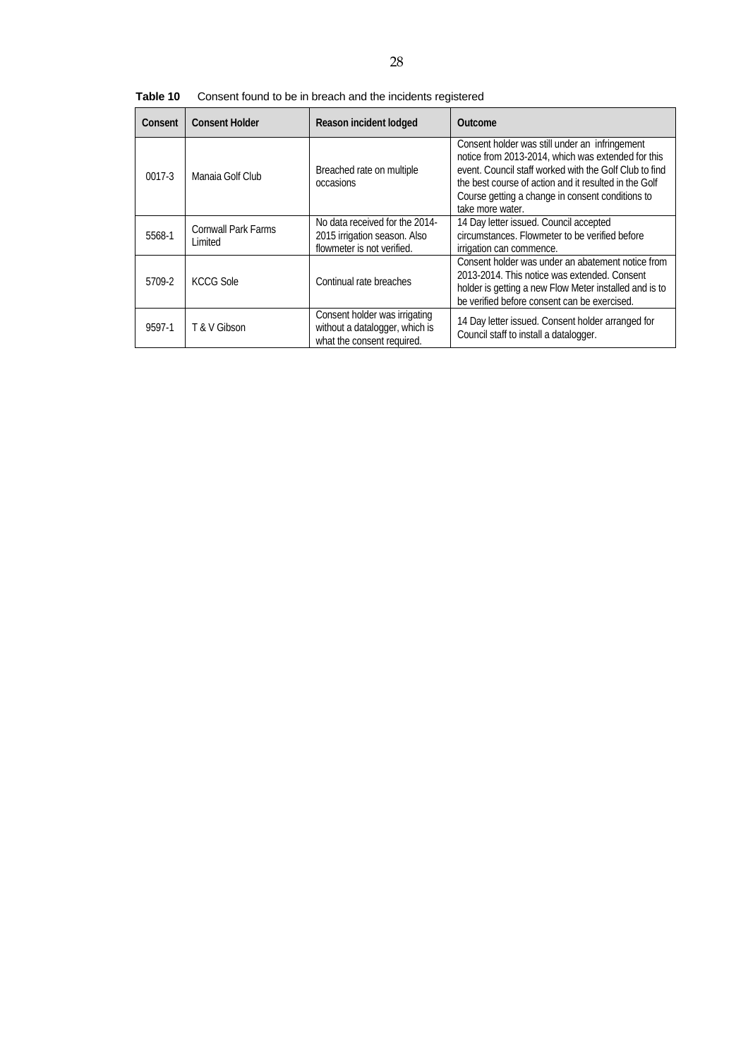**Table 10** Consent found to be in breach and the incidents registered

| Consent | Consent Holder | Reason incident lodged | Outcome |
|---|---|---|---|
| 0017-3 | Manaia Golf Club | Breached rate on multiple occasions | Consent holder was still under an infringement notice from 2013-2014, which was extended for this event. Council staff worked with the Golf Club to find the best course of action and it resulted in the Golf Course getting a change in consent conditions to take more water. |
| 5568-1 | Cornwall Park Farms Limited | No data received for the 2014-2015 irrigation season. Also flowmeter is not verified. | 14 Day letter issued. Council accepted circumstances. Flowmeter to be verified before irrigation can commence. |
| 5709-2 | KCCG Sole | Continual rate breaches | Consent holder was under an abatement notice from 2013-2014. This notice was extended. Consent holder is getting a new Flow Meter installed and is to be verified before consent can be exercised. |
| 9597-1 | T & V Gibson | Consent holder was irrigating without a datalogger, which is what the consent required. | 14 Day letter issued. Consent holder arranged for Council staff to install a datalogger. |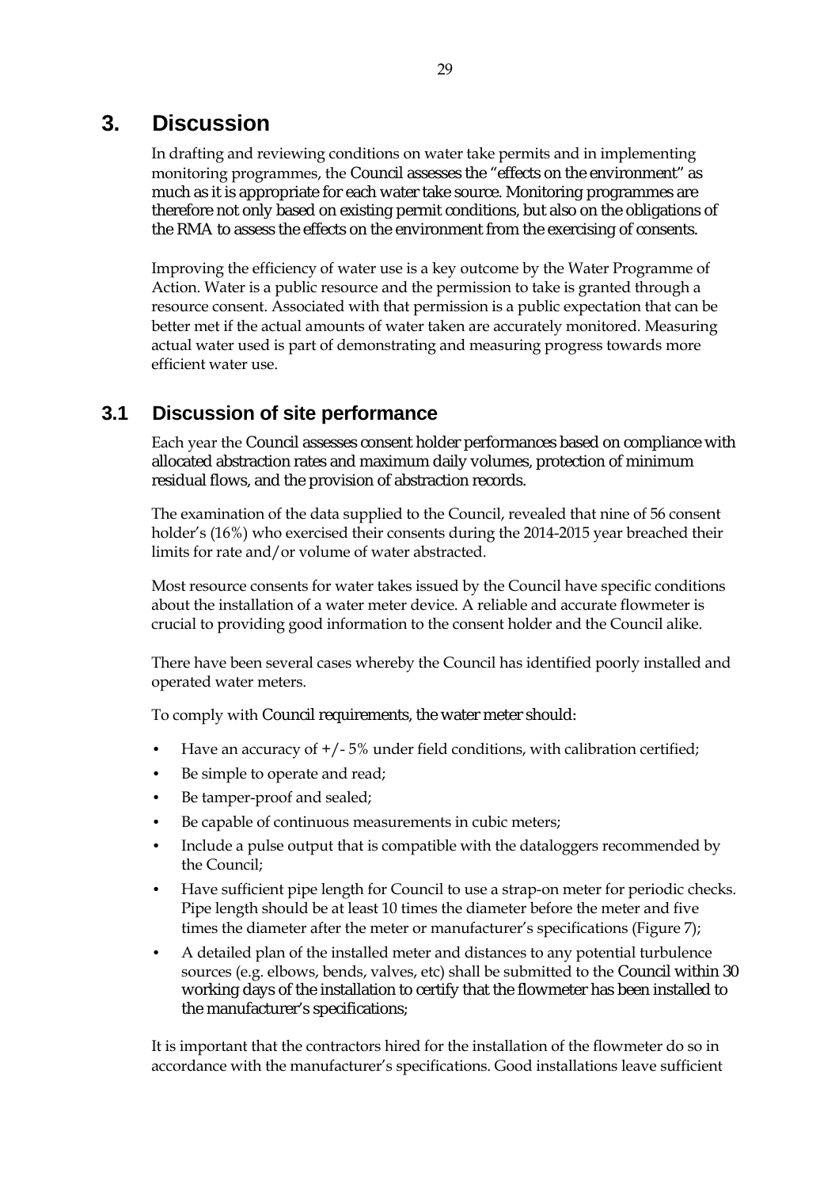# 3. Discussion

In drafting and reviewing conditions on water take permits and in implementing monitoring programmes, the Council assesses the "effects on the environment" as much as it is appropriate for each water take source. Monitoring programmes are therefore not only based on existing permit conditions, but also on the obligations of the RMA to assess the effects on the environment from the exercising of consents.

Improving the efficiency of water use is a key outcome by the Water Programme of Action. Water is a public resource and the permission to take is granted through a resource consent. Associated with that permission is a public expectation that can be better met if the actual amounts of water taken are accurately monitored. Measuring actual water used is part of demonstrating and measuring progress towards more efficient water use.

## 3.1 Discussion of site performance

Each year the Council assesses consent holder performances based on compliance with allocated abstraction rates and maximum daily volumes, protection of minimum residual flows, and the provision of abstraction records.

The examination of the data supplied to the Council, revealed that nine of 56 consent holder's (16%) who exercised their consents during the 2014-2015 year breached their limits for rate and/or volume of water abstracted.

Most resource consents for water takes issued by the Council have specific conditions about the installation of a water meter device. A reliable and accurate flowmeter is crucial to providing good information to the consent holder and the Council alike.

There have been several cases whereby the Council has identified poorly installed and operated water meters.

To comply with Council requirements, the water meter should:

- Have an accuracy of +/- 5% under field conditions, with calibration certified;
- Be simple to operate and read;
- Be tamper-proof and sealed;
- Be capable of continuous measurements in cubic meters;
- Include a pulse output that is compatible with the dataloggers recommended by the Council;
- Have sufficient pipe length for Council to use a strap-on meter for periodic checks. Pipe length should be at least 10 times the diameter before the meter and five times the diameter after the meter or manufacturer's specifications (Figure 7);
- A detailed plan of the installed meter and distances to any potential turbulence sources (e.g. elbows, bends, valves, etc) shall be submitted to the Council within 30 working days of the installation to certify that the flowmeter has been installed to the manufacturer's specifications;

It is important that the contractors hired for the installation of the flowmeter do so in accordance with the manufacturer's specifications. Good installations leave sufficient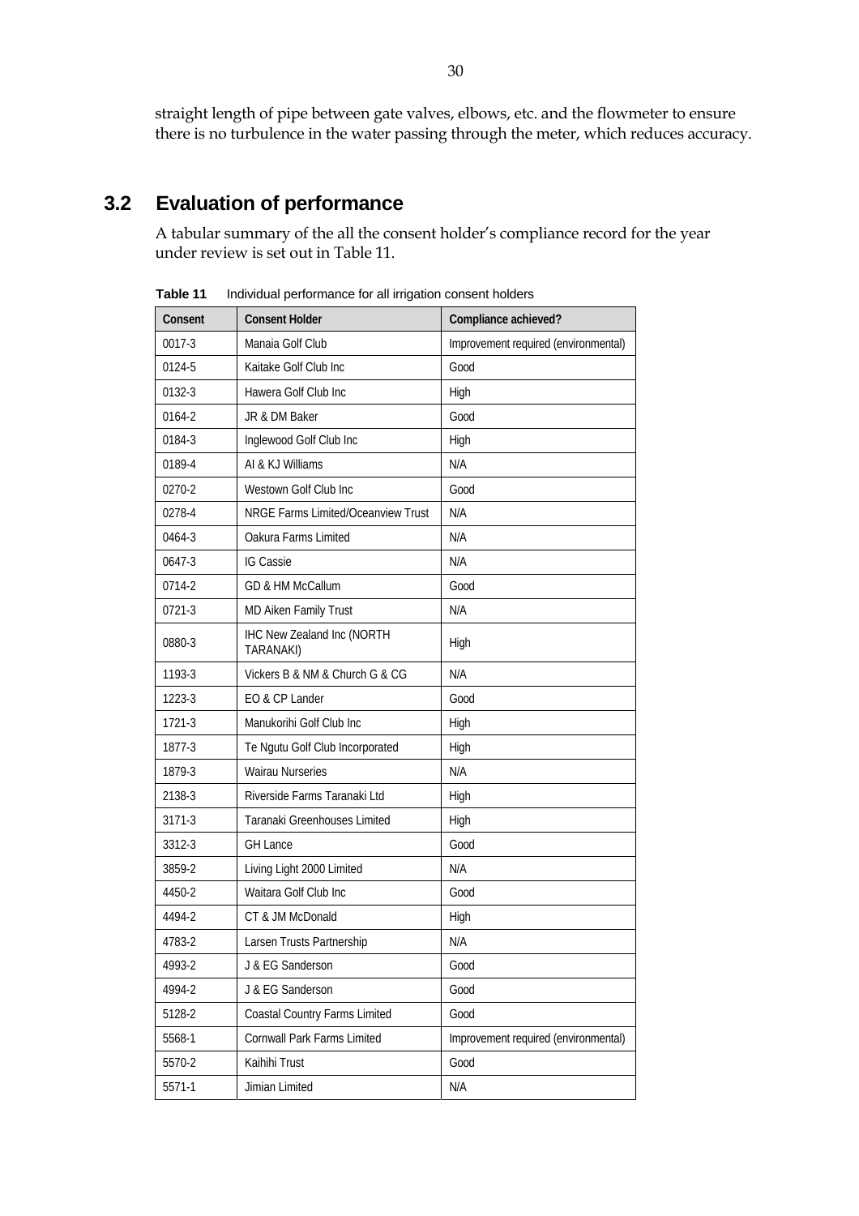straight length of pipe between gate valves, elbows, etc. and the flowmeter to ensure there is no turbulence in the water passing through the meter, which reduces accuracy.

## 3.2 Evaluation of performance

A tabular summary of the all the consent holder's compliance record for the year under review is set out in Table 11.

**Table 11** Individual performance for all irrigation consent holders

| Consent | Consent Holder | Compliance achieved? |
|---|---|---|
| 0017-3 | Manaia Golf Club | Improvement required (environmental) |
| 0124-5 | Kaitake Golf Club Inc | Good |
| 0132-3 | Hawera Golf Club Inc | High |
| 0164-2 | JR & DM Baker | Good |
| 0184-3 | Inglewood Golf Club Inc | High |
| 0189-4 | AI & KJ Williams | N/A |
| 0270-2 | Westown Golf Club Inc | Good |
| 0278-4 | NRGE Farms Limited/Oceanview Trust | N/A |
| 0464-3 | Oakura Farms Limited | N/A |
| 0647-3 | IG Cassie | N/A |
| 0714-2 | GD & HM McCallum | Good |
| 0721-3 | MD Aiken Family Trust | N/A |
| 0880-3 | IHC New Zealand Inc (NORTH TARANAKI) | High |
| 1193-3 | Vickers B & NM & Church G & CG | N/A |
| 1223-3 | EO & CP Lander | Good |
| 1721-3 | Manukorihi Golf Club Inc | High |
| 1877-3 | Te Ngutu Golf Club Incorporated | High |
| 1879-3 | Wairau Nurseries | N/A |
| 2138-3 | Riverside Farms Taranaki Ltd | High |
| 3171-3 | Taranaki Greenhouses Limited | High |
| 3312-3 | GH Lance | Good |
| 3859-2 | Living Light 2000 Limited | N/A |
| 4450-2 | Waitara Golf Club Inc | Good |
| 4494-2 | CT & JM McDonald | High |
| 4783-2 | Larsen Trusts Partnership | N/A |
| 4993-2 | J & EG Sanderson | Good |
| 4994-2 | J & EG Sanderson | Good |
| 5128-2 | Coastal Country Farms Limited | Good |
| 5568-1 | Cornwall Park Farms Limited | Improvement required (environmental) |
| 5570-2 | Kaihihi Trust | Good |
| 5571-1 | Jimian Limited | N/A |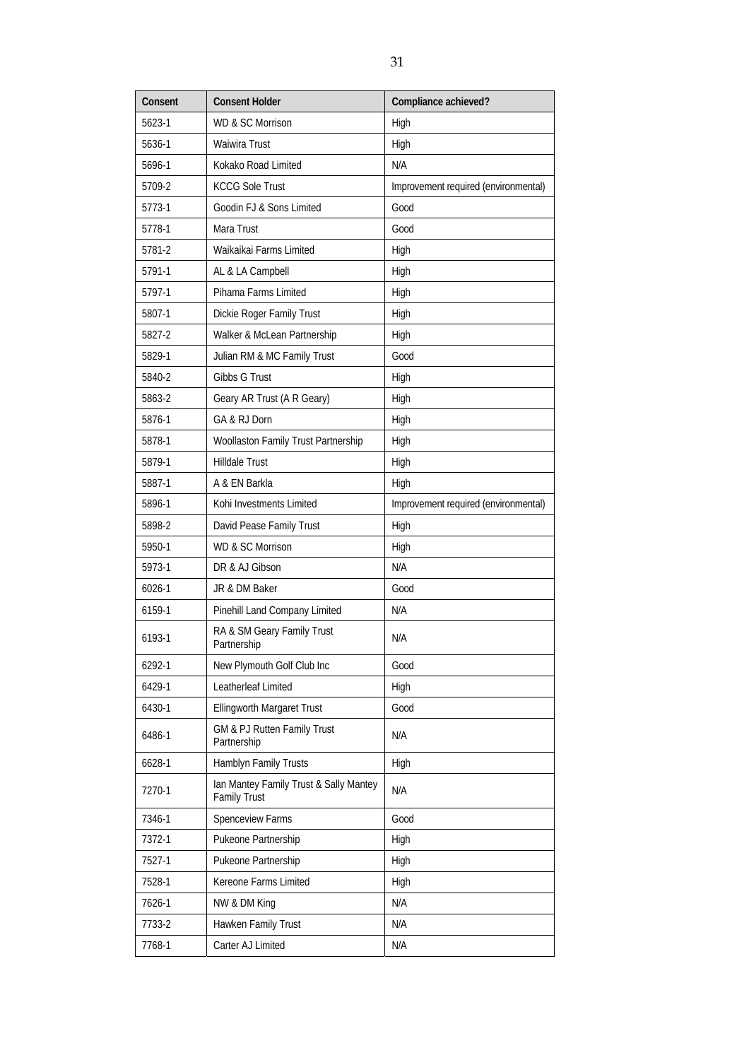| Consent | Consent Holder | Compliance achieved? |
|---|---|---|
| 5623-1 | WD & SC Morrison | High |
| 5636-1 | Waiwira Trust | High |
| 5696-1 | Kokako Road Limited | N/A |
| 5709-2 | KCCG Sole Trust | Improvement required (environmental) |
| 5773-1 | Goodin FJ & Sons Limited | Good |
| 5778-1 | Mara Trust | Good |
| 5781-2 | Waikaikai Farms Limited | High |
| 5791-1 | AL & LA Campbell | High |
| 5797-1 | Pihama Farms Limited | High |
| 5807-1 | Dickie Roger Family Trust | High |
| 5827-2 | Walker & McLean Partnership | High |
| 5829-1 | Julian RM & MC Family Trust | Good |
| 5840-2 | Gibbs G Trust | High |
| 5863-2 | Geary AR Trust (A R Geary) | High |
| 5876-1 | GA & RJ Dorn | High |
| 5878-1 | Woollaston Family Trust Partnership | High |
| 5879-1 | Hilldale Trust | High |
| 5887-1 | A & EN Barkla | High |
| 5896-1 | Kohi Investments Limited | Improvement required (environmental) |
| 5898-2 | David Pease Family Trust | High |
| 5950-1 | WD & SC Morrison | High |
| 5973-1 | DR & AJ Gibson | N/A |
| 6026-1 | JR & DM Baker | Good |
| 6159-1 | Pinehill Land Company Limited | N/A |
| 6193-1 | RA & SM Geary Family Trust Partnership | N/A |
| 6292-1 | New Plymouth Golf Club Inc | Good |
| 6429-1 | Leatherleaf Limited | High |
| 6430-1 | Ellingworth Margaret Trust | Good |
| 6486-1 | GM & PJ Rutten Family Trust Partnership | N/A |
| 6628-1 | Hamblyn Family Trusts | High |
| 7270-1 | Ian Mantey Family Trust & Sally Mantey Family Trust | N/A |
| 7346-1 | Spenceview Farms | Good |
| 7372-1 | Pukeone Partnership | High |
| 7527-1 | Pukeone Partnership | High |
| 7528-1 | Kereone Farms Limited | High |
| 7626-1 | NW & DM King | N/A |
| 7733-2 | Hawken Family Trust | N/A |
| 7768-1 | Carter AJ Limited | N/A |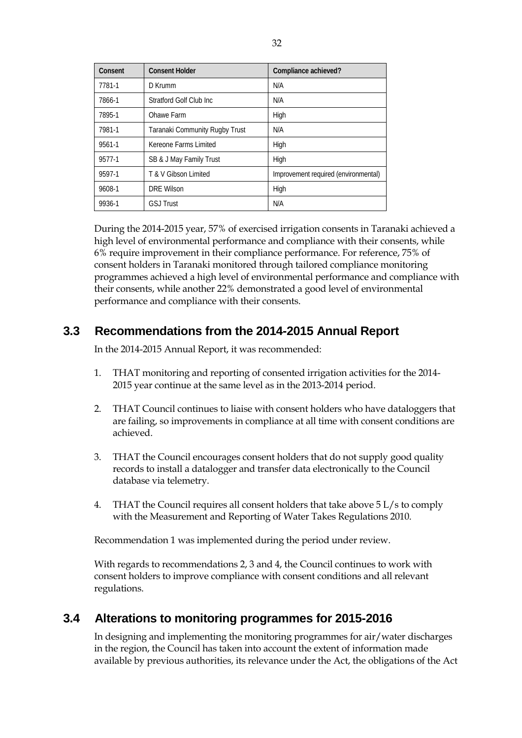| Consent | Consent Holder | Compliance achieved? |
|---|---|---|
| 7781-1 | D Krumm | N/A |
| 7866-1 | Stratford Golf Club Inc | N/A |
| 7895-1 | Ohawe Farm | High |
| 7981-1 | Taranaki Community Rugby Trust | N/A |
| 9561-1 | Kereone Farms Limited | High |
| 9577-1 | SB & J May Family Trust | High |
| 9597-1 | T & V Gibson Limited | Improvement required (environmental) |
| 9608-1 | DRE Wilson | High |
| 9936-1 | GSJ Trust | N/A |

During the 2014-2015 year, 57% of exercised irrigation consents in Taranaki achieved a high level of environmental performance and compliance with their consents, while 6% require improvement in their compliance performance. For reference, 75% of consent holders in Taranaki monitored through tailored compliance monitoring programmes achieved a high level of environmental performance and compliance with their consents, while another 22% demonstrated a good level of environmental performance and compliance with their consents.

## 3.3 Recommendations from the 2014-2015 Annual Report

In the 2014-2015 Annual Report, it was recommended:

1. THAT monitoring and reporting of consented irrigation activities for the 2014-2015 year continue at the same level as in the 2013-2014 period.

2. THAT Council continues to liaise with consent holders who have dataloggers that are failing, so improvements in compliance at all time with consent conditions are achieved.

3. THAT the Council encourages consent holders that do not supply good quality records to install a datalogger and transfer data electronically to the Council database via telemetry.

4. THAT the Council requires all consent holders that take above 5 L/s to comply with the Measurement and Reporting of Water Takes Regulations 2010.

Recommendation 1 was implemented during the period under review.

With regards to recommendations 2, 3 and 4, the Council continues to work with consent holders to improve compliance with consent conditions and all relevant regulations.

## 3.4 Alterations to monitoring programmes for 2015-2016

In designing and implementing the monitoring programmes for air/water discharges in the region, the Council has taken into account the extent of information made available by previous authorities, its relevance under the Act, the obligations of the Act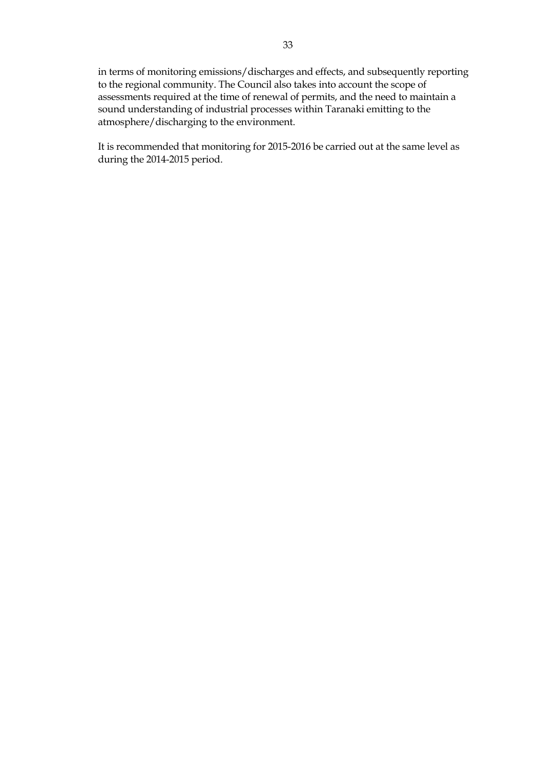in terms of monitoring emissions/discharges and effects, and subsequently reporting to the regional community. The Council also takes into account the scope of assessments required at the time of renewal of permits, and the need to maintain a sound understanding of industrial processes within Taranaki emitting to the atmosphere/discharging to the environment.

It is recommended that monitoring for 2015-2016 be carried out at the same level as during the 2014-2015 period.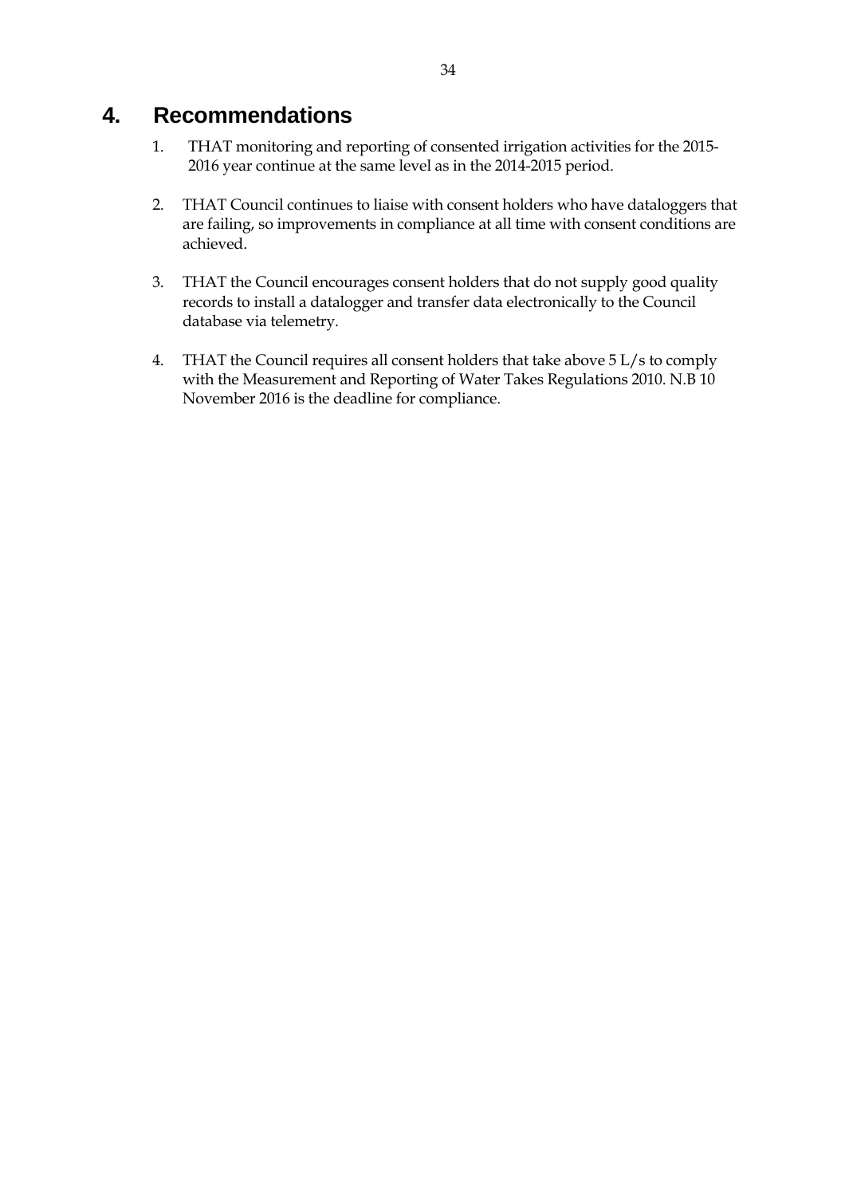# 4. Recommendations

1. THAT monitoring and reporting of consented irrigation activities for the 2015-2016 year continue at the same level as in the 2014-2015 period.

2. THAT Council continues to liaise with consent holders who have dataloggers that are failing, so improvements in compliance at all time with consent conditions are achieved.

3. THAT the Council encourages consent holders that do not supply good quality records to install a datalogger and transfer data electronically to the Council database via telemetry.

4. THAT the Council requires all consent holders that take above 5 L/s to comply with the Measurement and Reporting of Water Takes Regulations 2010. N.B 10 November 2016 is the deadline for compliance.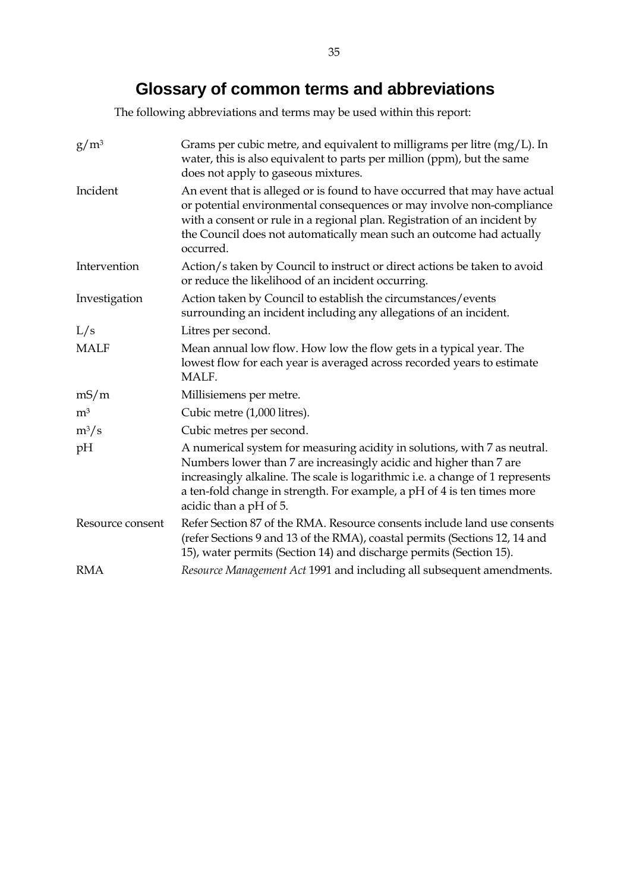# Glossary of common terms and abbreviations

The following abbreviations and terms may be used within this report:

| | |
|---|---|
| $g/m^3$ | Grams per cubic metre, and equivalent to milligrams per litre (mg/L). In water, this is also equivalent to parts per million (ppm), but the same does not apply to gaseous mixtures. |
| Incident | An event that is alleged or is found to have occurred that may have actual or potential environmental consequences or may involve non-compliance with a consent or rule in a regional plan. Registration of an incident by the Council does not automatically mean such an outcome had actually occurred. |
| Intervention | Action/s taken by Council to instruct or direct actions be taken to avoid or reduce the likelihood of an incident occurring. |
| Investigation | Action taken by Council to establish the circumstances/events surrounding an incident including any allegations of an incident. |
| L/s | Litres per second. |
| MALF | Mean annual low flow. How low the flow gets in a typical year. The lowest flow for each year is averaged across recorded years to estimate MALF. |
| mS/m | Millisiemens per metre. |
| $m^3$ | Cubic metre (1,000 litres). |
| $m^3/s$ | Cubic metres per second. |
| pH | A numerical system for measuring acidity in solutions, with 7 as neutral. Numbers lower than 7 are increasingly acidic and higher than 7 are increasingly alkaline. The scale is logarithmic i.e. a change of 1 represents a ten-fold change in strength. For example, a pH of 4 is ten times more acidic than a pH of 5. |
| Resource consent | Refer Section 87 of the RMA. Resource consents include land use consents (refer Sections 9 and 13 of the RMA), coastal permits (Sections 12, 14 and 15), water permits (Section 14) and discharge permits (Section 15). |
| RMA | *Resource Management Act* 1991 and including all subsequent amendments. |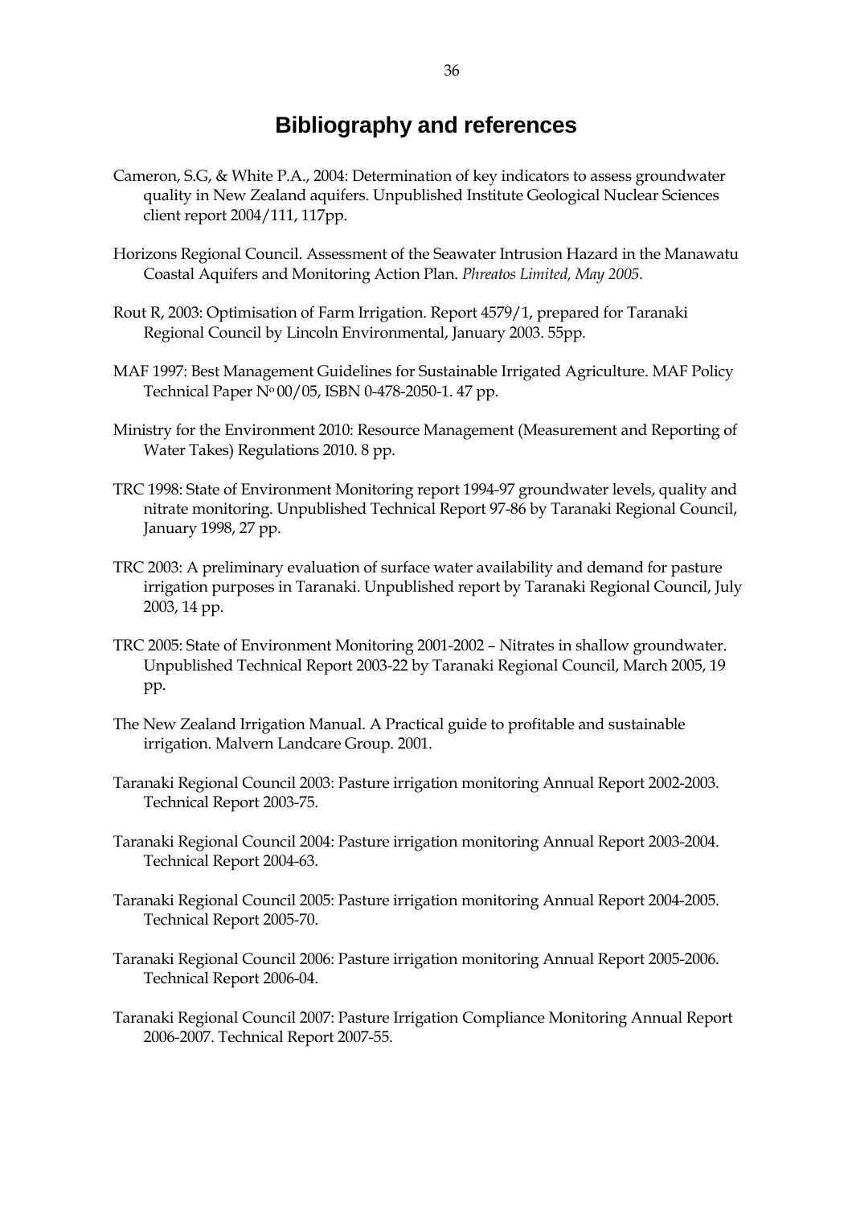# Bibliography and references

Cameron, S.G, & White P.A., 2004: Determination of key indicators to assess groundwater quality in New Zealand aquifers. Unpublished Institute Geological Nuclear Sciences client report 2004/111, 117pp.

Horizons Regional Council. Assessment of the Seawater Intrusion Hazard in the Manawatu Coastal Aquifers and Monitoring Action Plan. *Phreatos Limited, May 2005.*

Rout R, 2003: Optimisation of Farm Irrigation. Report 4579/1, prepared for Taranaki Regional Council by Lincoln Environmental, January 2003. 55pp.

MAF 1997: Best Management Guidelines for Sustainable Irrigated Agriculture. MAF Policy Technical Paper Nº 00/05, ISBN 0-478-2050-1. 47 pp.

Ministry for the Environment 2010: Resource Management (Measurement and Reporting of Water Takes) Regulations 2010. 8 pp.

TRC 1998: State of Environment Monitoring report 1994-97 groundwater levels, quality and nitrate monitoring. Unpublished Technical Report 97-86 by Taranaki Regional Council, January 1998, 27 pp.

TRC 2003: A preliminary evaluation of surface water availability and demand for pasture irrigation purposes in Taranaki. Unpublished report by Taranaki Regional Council, July 2003, 14 pp.

TRC 2005: State of Environment Monitoring 2001-2002 – Nitrates in shallow groundwater. Unpublished Technical Report 2003-22 by Taranaki Regional Council, March 2005, 19 pp.

The New Zealand Irrigation Manual. A Practical guide to profitable and sustainable irrigation. Malvern Landcare Group. 2001.

Taranaki Regional Council 2003: Pasture irrigation monitoring Annual Report 2002-2003. Technical Report 2003-75.

Taranaki Regional Council 2004: Pasture irrigation monitoring Annual Report 2003-2004. Technical Report 2004-63.

Taranaki Regional Council 2005: Pasture irrigation monitoring Annual Report 2004-2005. Technical Report 2005-70.

Taranaki Regional Council 2006: Pasture irrigation monitoring Annual Report 2005-2006. Technical Report 2006-04.

Taranaki Regional Council 2007: Pasture Irrigation Compliance Monitoring Annual Report 2006-2007. Technical Report 2007-55.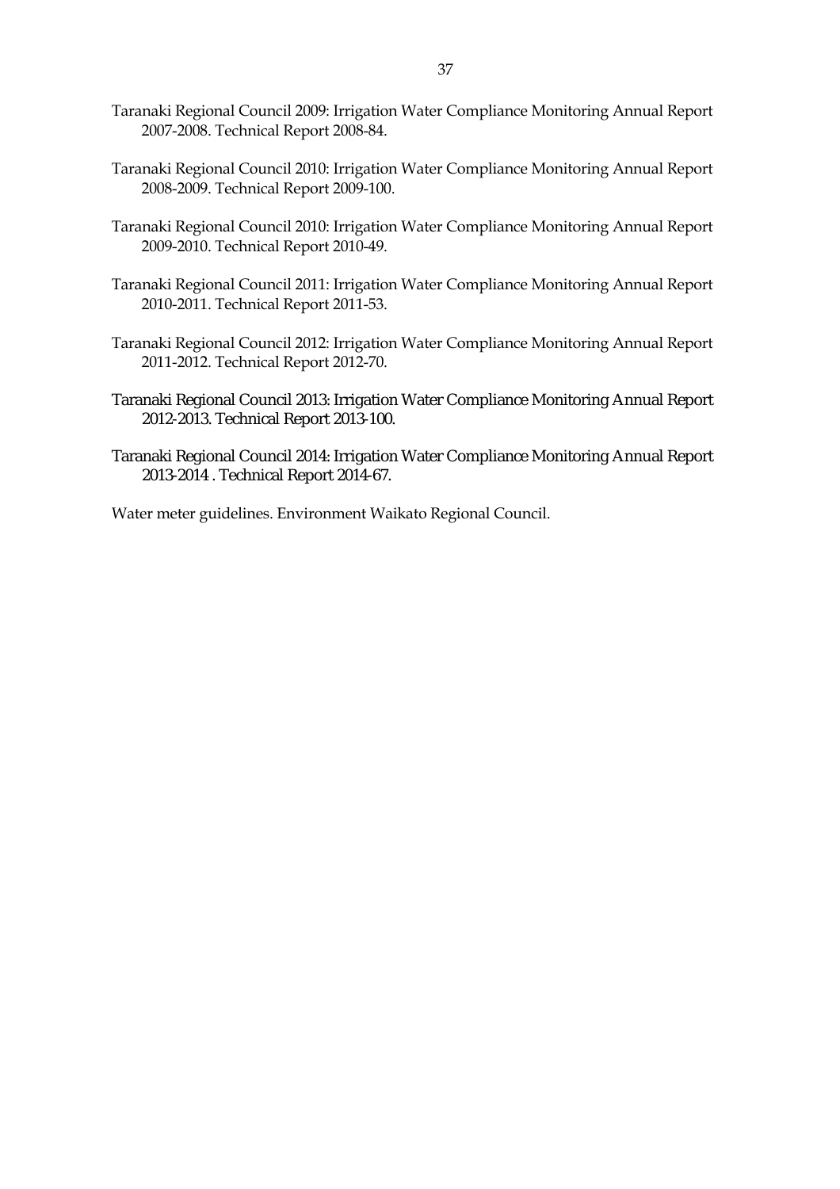Taranaki Regional Council 2009: Irrigation Water Compliance Monitoring Annual Report 2007-2008. Technical Report 2008-84.

Taranaki Regional Council 2010: Irrigation Water Compliance Monitoring Annual Report 2008-2009. Technical Report 2009-100.

Taranaki Regional Council 2010: Irrigation Water Compliance Monitoring Annual Report 2009-2010. Technical Report 2010-49.

Taranaki Regional Council 2011: Irrigation Water Compliance Monitoring Annual Report 2010-2011. Technical Report 2011-53.

Taranaki Regional Council 2012: Irrigation Water Compliance Monitoring Annual Report 2011-2012. Technical Report 2012-70.

Taranaki Regional Council 2013: Irrigation Water Compliance Monitoring Annual Report 2012-2013. Technical Report 2013-100.

Taranaki Regional Council 2014: Irrigation Water Compliance Monitoring Annual Report 2013-2014 . Technical Report 2014-67.

Water meter guidelines. Environment Waikato Regional Council.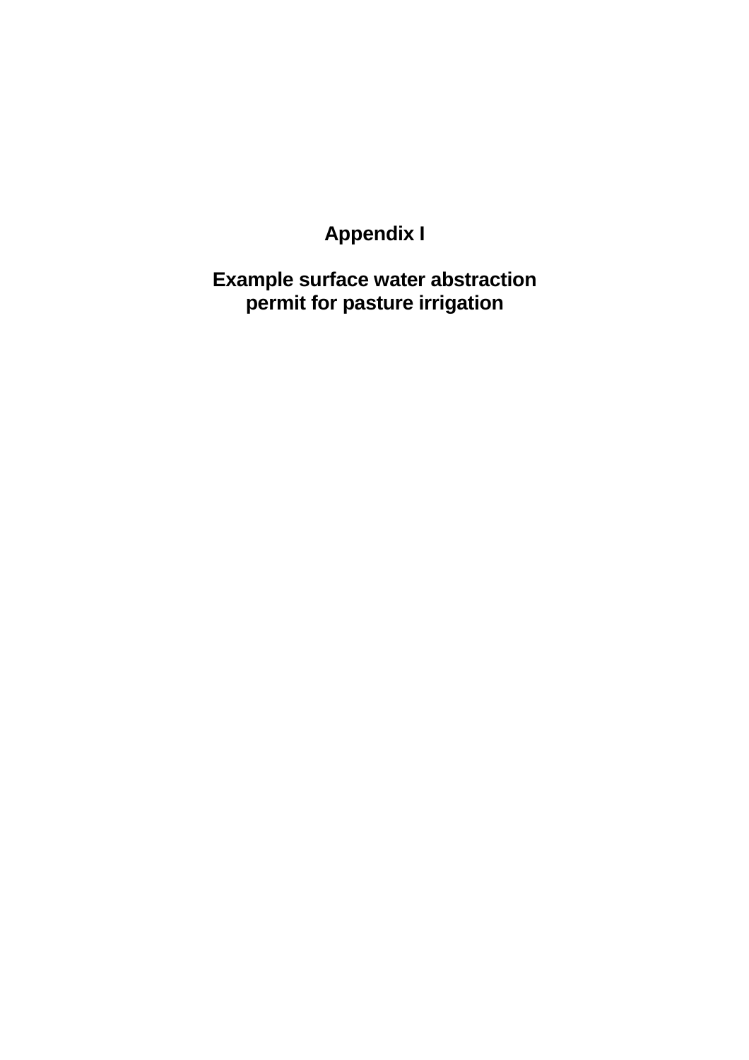# Appendix I

## Example surface water abstraction permit for pasture irrigation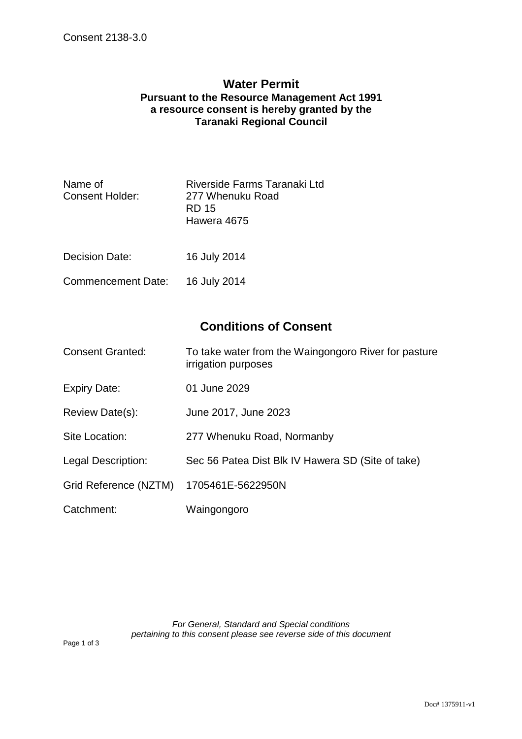Consent 2138-3.0

# Water Permit

**Pursuant to the Resource Management Act 1991**
**a resource consent is hereby granted by the**
**Taranaki Regional Council**

| | |
|---|---|
| Name of Consent Holder: | Riverside Farms Taranaki Ltd<br>277 Whenuku Road<br>RD 15<br>Hawera 4675 |
| Decision Date: | 16 July 2014 |
| Commencement Date: | 16 July 2014 |

## Conditions of Consent

| | |
|---|---|
| Consent Granted: | To take water from the Waingongoro River for pasture irrigation purposes |
| Expiry Date: | 01 June 2029 |
| Review Date(s): | June 2017, June 2023 |
| Site Location: | 277 Whenuku Road, Normanby |
| Legal Description: | Sec 56 Patea Dist Blk IV Hawera SD (Site of take) |
| Grid Reference (NZTM) | 1705461E-5622950N |
| Catchment: | Waingongoro |

*For General, Standard and Special conditions pertaining to this consent please see reverse side of this document*

Doc# 1375911-v1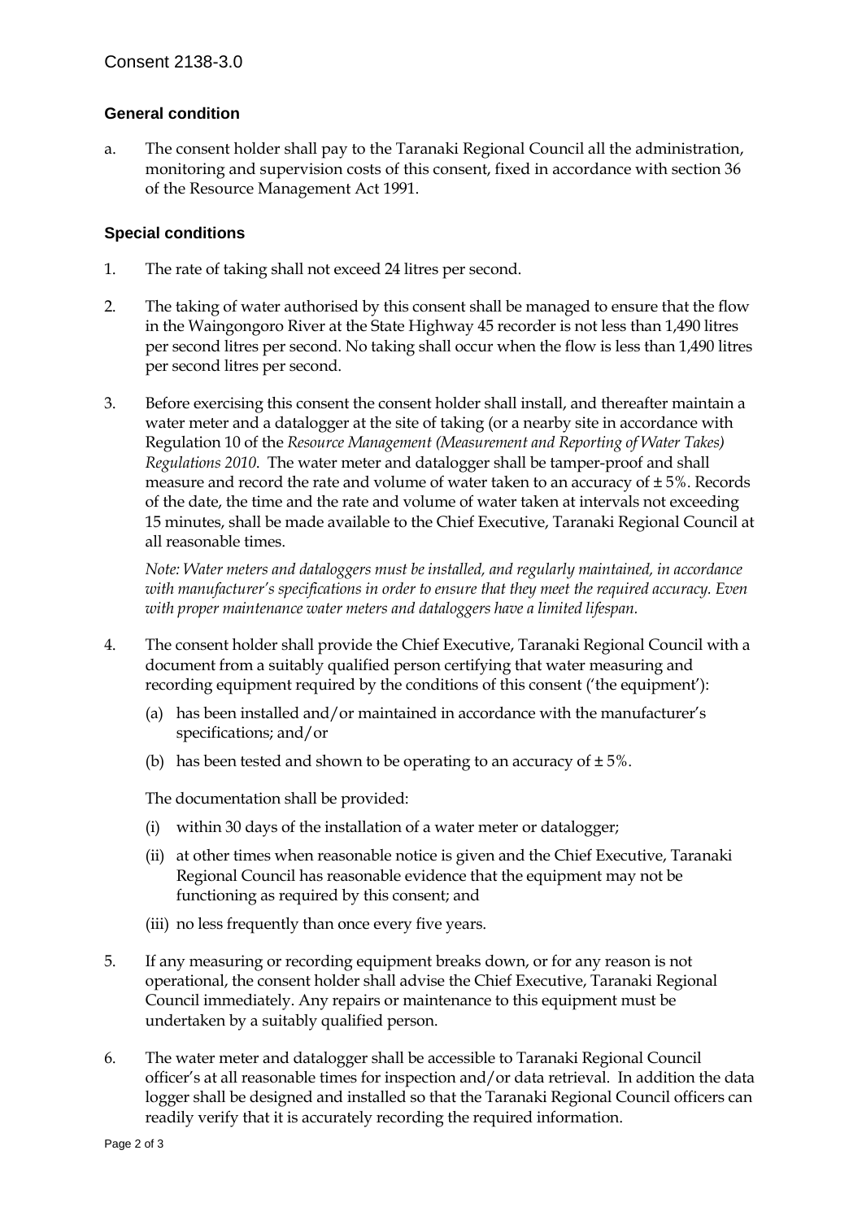Consent 2138-3.0

## General condition

a. The consent holder shall pay to the Taranaki Regional Council all the administration, monitoring and supervision costs of this consent, fixed in accordance with section 36 of the Resource Management Act 1991.

## Special conditions

1. The rate of taking shall not exceed 24 litres per second.

2. The taking of water authorised by this consent shall be managed to ensure that the flow in the Waingongoro River at the State Highway 45 recorder is not less than 1,490 litres per second litres per second. No taking shall occur when the flow is less than 1,490 litres per second litres per second.

3. Before exercising this consent the consent holder shall install, and thereafter maintain a water meter and a datalogger at the site of taking (or a nearby site in accordance with Regulation 10 of the *Resource Management (Measurement and Reporting of Water Takes) Regulations 2010*. The water meter and datalogger shall be tamper-proof and shall measure and record the rate and volume of water taken to an accuracy of ± 5%. Records of the date, the time and the rate and volume of water taken at intervals not exceeding 15 minutes, shall be made available to the Chief Executive, Taranaki Regional Council at all reasonable times.

   *Note: Water meters and dataloggers must be installed, and regularly maintained, in accordance with manufacturer's specifications in order to ensure that they meet the required accuracy. Even with proper maintenance water meters and dataloggers have a limited lifespan.*

4. The consent holder shall provide the Chief Executive, Taranaki Regional Council with a document from a suitably qualified person certifying that water measuring and recording equipment required by the conditions of this consent ('the equipment'):

   (a) has been installed and/or maintained in accordance with the manufacturer's specifications; and/or

   (b) has been tested and shown to be operating to an accuracy of ± 5%.

   The documentation shall be provided:

   (i) within 30 days of the installation of a water meter or datalogger;

   (ii) at other times when reasonable notice is given and the Chief Executive, Taranaki Regional Council has reasonable evidence that the equipment may not be functioning as required by this consent; and

   (iii) no less frequently than once every five years.

5. If any measuring or recording equipment breaks down, or for any reason is not operational, the consent holder shall advise the Chief Executive, Taranaki Regional Council immediately. Any repairs or maintenance to this equipment must be undertaken by a suitably qualified person.

6. The water meter and datalogger shall be accessible to Taranaki Regional Council officer's at all reasonable times for inspection and/or data retrieval. In addition the data logger shall be designed and installed so that the Taranaki Regional Council officers can readily verify that it is accurately recording the required information.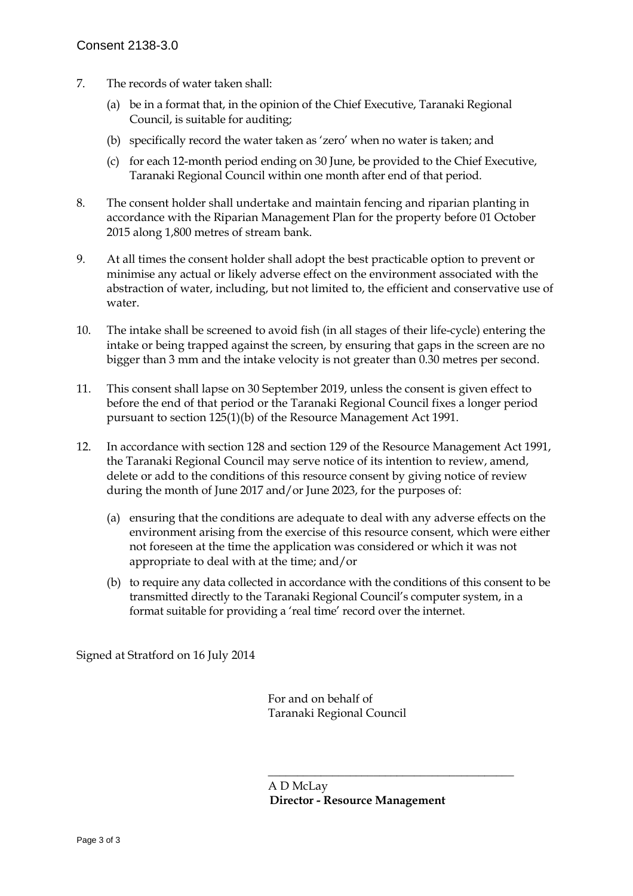7. The records of water taken shall:

   (a) be in a format that, in the opinion of the Chief Executive, Taranaki Regional Council, is suitable for auditing;

   (b) specifically record the water taken as 'zero' when no water is taken; and

   (c) for each 12-month period ending on 30 June, be provided to the Chief Executive, Taranaki Regional Council within one month after end of that period.

8. The consent holder shall undertake and maintain fencing and riparian planting in accordance with the Riparian Management Plan for the property before 01 October 2015 along 1,800 metres of stream bank.

9. At all times the consent holder shall adopt the best practicable option to prevent or minimise any actual or likely adverse effect on the environment associated with the abstraction of water, including, but not limited to, the efficient and conservative use of water.

10. The intake shall be screened to avoid fish (in all stages of their life-cycle) entering the intake or being trapped against the screen, by ensuring that gaps in the screen are no bigger than 3 mm and the intake velocity is not greater than 0.30 metres per second.

11. This consent shall lapse on 30 September 2019, unless the consent is given effect to before the end of that period or the Taranaki Regional Council fixes a longer period pursuant to section 125(1)(b) of the Resource Management Act 1991.

12. In accordance with section 128 and section 129 of the Resource Management Act 1991, the Taranaki Regional Council may serve notice of its intention to review, amend, delete or add to the conditions of this resource consent by giving notice of review during the month of June 2017 and/or June 2023, for the purposes of:

    (a) ensuring that the conditions are adequate to deal with any adverse effects on the environment arising from the exercise of this resource consent, which were either not foreseen at the time the application was considered or which it was not appropriate to deal with at the time; and/or

    (b) to require any data collected in accordance with the conditions of this consent to be transmitted directly to the Taranaki Regional Council's computer system, in a format suitable for providing a 'real time' record over the internet.

Signed at Stratford on 16 July 2014

For and on behalf of
Taranaki Regional Council

\_\_\_\_\_\_\_\_\_\_\_\_\_\_\_\_\_\_\_\_\_\_\_\_\_\_\_\_\_\_\_\_\_\_\_\_\_\_\_\_

A D McLay
**Director - Resource Management**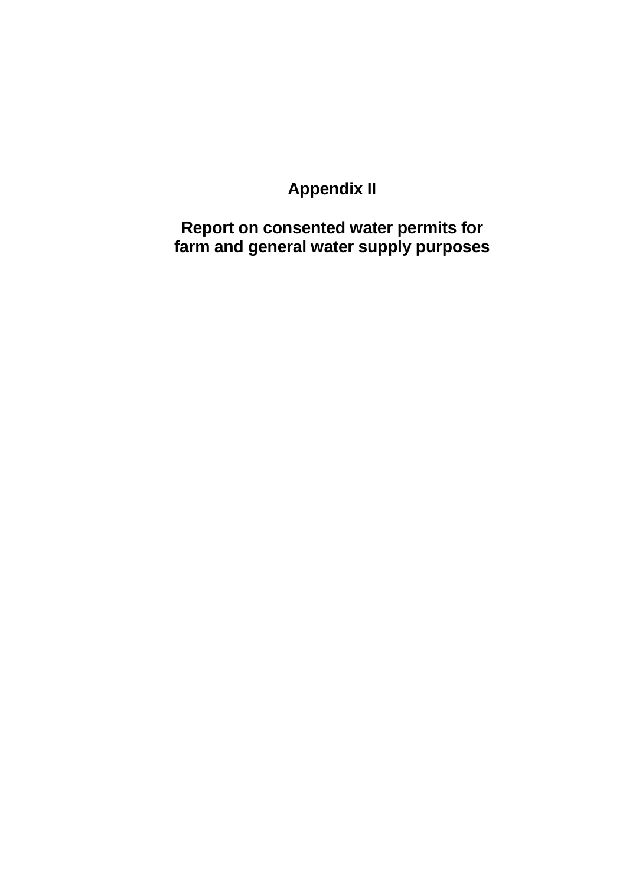# Appendix II

## Report on consented water permits for farm and general water supply purposes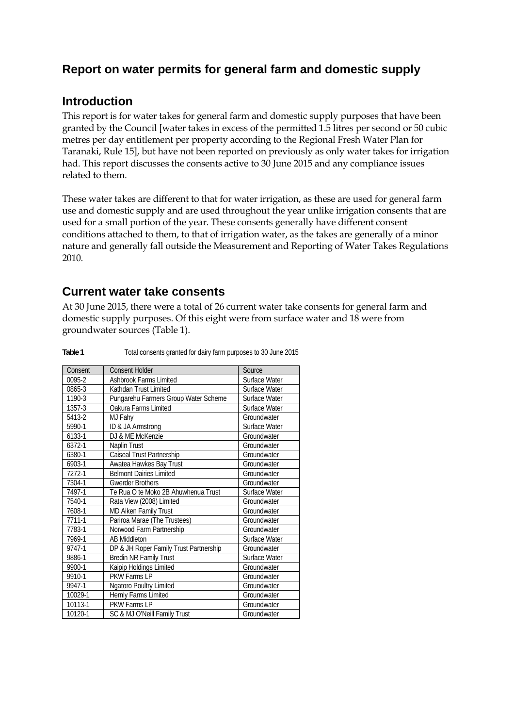# Report on water permits for general farm and domestic supply

## Introduction

This report is for water takes for general farm and domestic supply purposes that have been granted by the Council [water takes in excess of the permitted 1.5 litres per second or 50 cubic metres per day entitlement per property according to the Regional Fresh Water Plan for Taranaki, Rule 15], but have not been reported on previously as only water takes for irrigation had. This report discusses the consents active to 30 June 2015 and any compliance issues related to them.

These water takes are different to that for water irrigation, as these are used for general farm use and domestic supply and are used throughout the year unlike irrigation consents that are used for a small portion of the year. These consents generally have different consent conditions attached to them, to that of irrigation water, as the takes are generally of a minor nature and generally fall outside the Measurement and Reporting of Water Takes Regulations 2010.

## Current water take consents

At 30 June 2015, there were a total of 26 current water take consents for general farm and domestic supply purposes. Of this eight were from surface water and 18 were from groundwater sources (Table 1).

**Table 1** Total consents granted for dairy farm purposes to 30 June 2015

| Consent | Consent Holder | Source |
|---|---|---|
| 0095-2 | Ashbrook Farms Limited | Surface Water |
| 0865-3 | Kathdan Trust Limited | Surface Water |
| 1190-3 | Pungarehu Farmers Group Water Scheme | Surface Water |
| 1357-3 | Oakura Farms Limited | Surface Water |
| 5413-2 | MJ Fahy | Groundwater |
| 5990-1 | ID & JA Armstrong | Surface Water |
| 6133-1 | DJ & ME McKenzie | Groundwater |
| 6372-1 | Naplin Trust | Groundwater |
| 6380-1 | Caiseal Trust Partnership | Groundwater |
| 6903-1 | Awatea Hawkes Bay Trust | Groundwater |
| 7272-1 | Belmont Dairies Limited | Groundwater |
| 7304-1 | Gwerder Brothers | Groundwater |
| 7497-1 | Te Rua O te Moko 2B Ahuwhenua Trust | Surface Water |
| 7540-1 | Rata View (2008) Limited | Groundwater |
| 7608-1 | MD Aiken Family Trust | Groundwater |
| 7711-1 | Pariroa Marae (The Trustees) | Groundwater |
| 7783-1 | Norwood Farm Partnership | Groundwater |
| 7969-1 | AB Middleton | Surface Water |
| 9747-1 | DP & JH Roper Family Trust Partnership | Groundwater |
| 9886-1 | Bredin NR Family Trust | Surface Water |
| 9900-1 | Kaipip Holdings Limited | Groundwater |
| 9910-1 | PKW Farms LP | Groundwater |
| 9947-1 | Ngatoro Poultry Limited | Groundwater |
| 10029-1 | Hernly Farms Limited | Groundwater |
| 10113-1 | PKW Farms LP | Groundwater |
| 10120-1 | SC & MJ O'Neill Family Trust | Groundwater |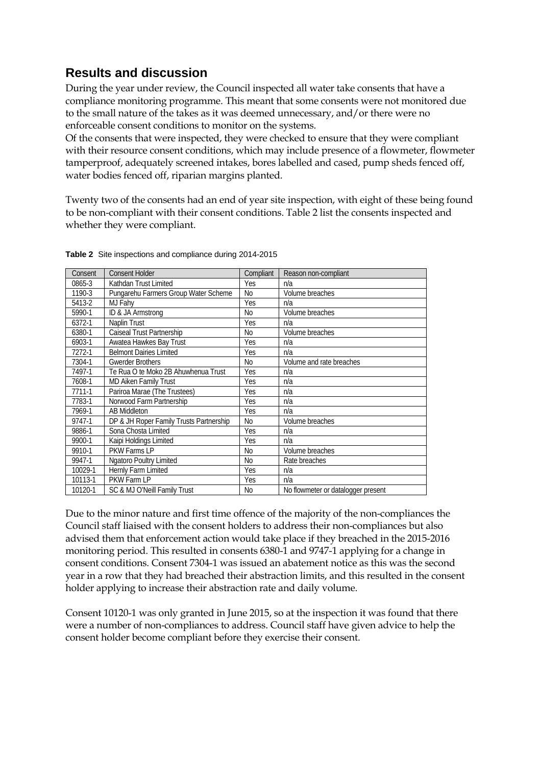## Results and discussion

During the year under review, the Council inspected all water take consents that have a compliance monitoring programme. This meant that some consents were not monitored due to the small nature of the takes as it was deemed unnecessary, and/or there were no enforceable consent conditions to monitor on the systems.

Of the consents that were inspected, they were checked to ensure that they were compliant with their resource consent conditions, which may include presence of a flowmeter, flowmeter tamperproof, adequately screened intakes, bores labelled and cased, pump sheds fenced off, water bodies fenced off, riparian margins planted.

Twenty two of the consents had an end of year site inspection, with eight of these being found to be non-compliant with their consent conditions. Table 2 list the consents inspected and whether they were compliant.

**Table 2** Site inspections and compliance during 2014-2015

| Consent | Consent Holder | Compliant | Reason non-compliant |
|---|---|---|---|
| 0865-3 | Kathdan Trust Limited | Yes | n/a |
| 1190-3 | Pungarehu Farmers Group Water Scheme | No | Volume breaches |
| 5413-2 | MJ Fahy | Yes | n/a |
| 5990-1 | ID & JA Armstrong | No | Volume breaches |
| 6372-1 | Naplin Trust | Yes | n/a |
| 6380-1 | Caiseal Trust Partnership | No | Volume breaches |
| 6903-1 | Awatea Hawkes Bay Trust | Yes | n/a |
| 7272-1 | Belmont Dairies Limited | Yes | n/a |
| 7304-1 | Gwerder Brothers | No | Volume and rate breaches |
| 7497-1 | Te Rua O te Moko 2B Ahuwhenua Trust | Yes | n/a |
| 7608-1 | MD Aiken Family Trust | Yes | n/a |
| 7711-1 | Pariroa Marae (The Trustees) | Yes | n/a |
| 7783-1 | Norwood Farm Partnership | Yes | n/a |
| 7969-1 | AB Middleton | Yes | n/a |
| 9747-1 | DP & JH Roper Family Trusts Partnership | No | Volume breaches |
| 9886-1 | Sona Chosta Limited | Yes | n/a |
| 9900-1 | Kaipi Holdings Limited | Yes | n/a |
| 9910-1 | PKW Farms LP | No | Volume breaches |
| 9947-1 | Ngatoro Poultry Limited | No | Rate breaches |
| 10029-1 | Hernly Farm Limited | Yes | n/a |
| 10113-1 | PKW Farm LP | Yes | n/a |
| 10120-1 | SC & MJ O'Neill Family Trust | No | No flowmeter or datalogger present |

Due to the minor nature and first time offence of the majority of the non-compliances the Council staff liaised with the consent holders to address their non-compliances but also advised them that enforcement action would take place if they breached in the 2015-2016 monitoring period. This resulted in consents 6380-1 and 9747-1 applying for a change in consent conditions. Consent 7304-1 was issued an abatement notice as this was the second year in a row that they had breached their abstraction limits, and this resulted in the consent holder applying to increase their abstraction rate and daily volume.

Consent 10120-1 was only granted in June 2015, so at the inspection it was found that there were a number of non-compliances to address. Council staff have given advice to help the consent holder become compliant before they exercise their consent.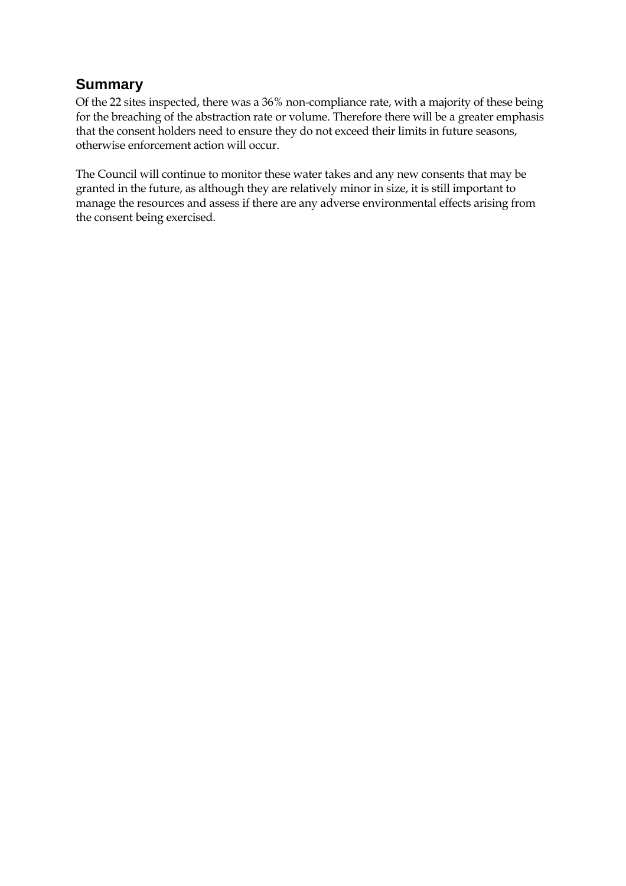## Summary

Of the 22 sites inspected, there was a 36% non-compliance rate, with a majority of these being for the breaching of the abstraction rate or volume. Therefore there will be a greater emphasis that the consent holders need to ensure they do not exceed their limits in future seasons, otherwise enforcement action will occur.

The Council will continue to monitor these water takes and any new consents that may be granted in the future, as although they are relatively minor in size, it is still important to manage the resources and assess if there are any adverse environmental effects arising from the consent being exercised.